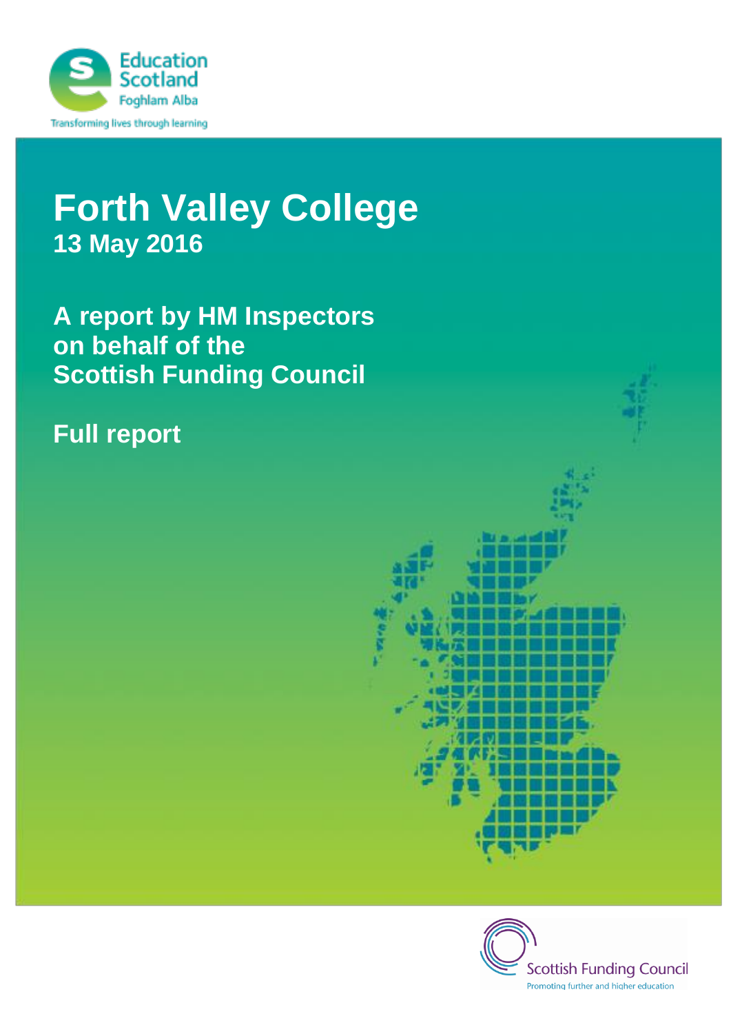Education Scotland
Foghlam Alba
Transforming lives through learning

# Forth Valley College

## 13 May 2016

## A report by HM Inspectors on behalf of the Scottish Funding Council

## Full report

Scottish Funding Council
Promoting further and higher education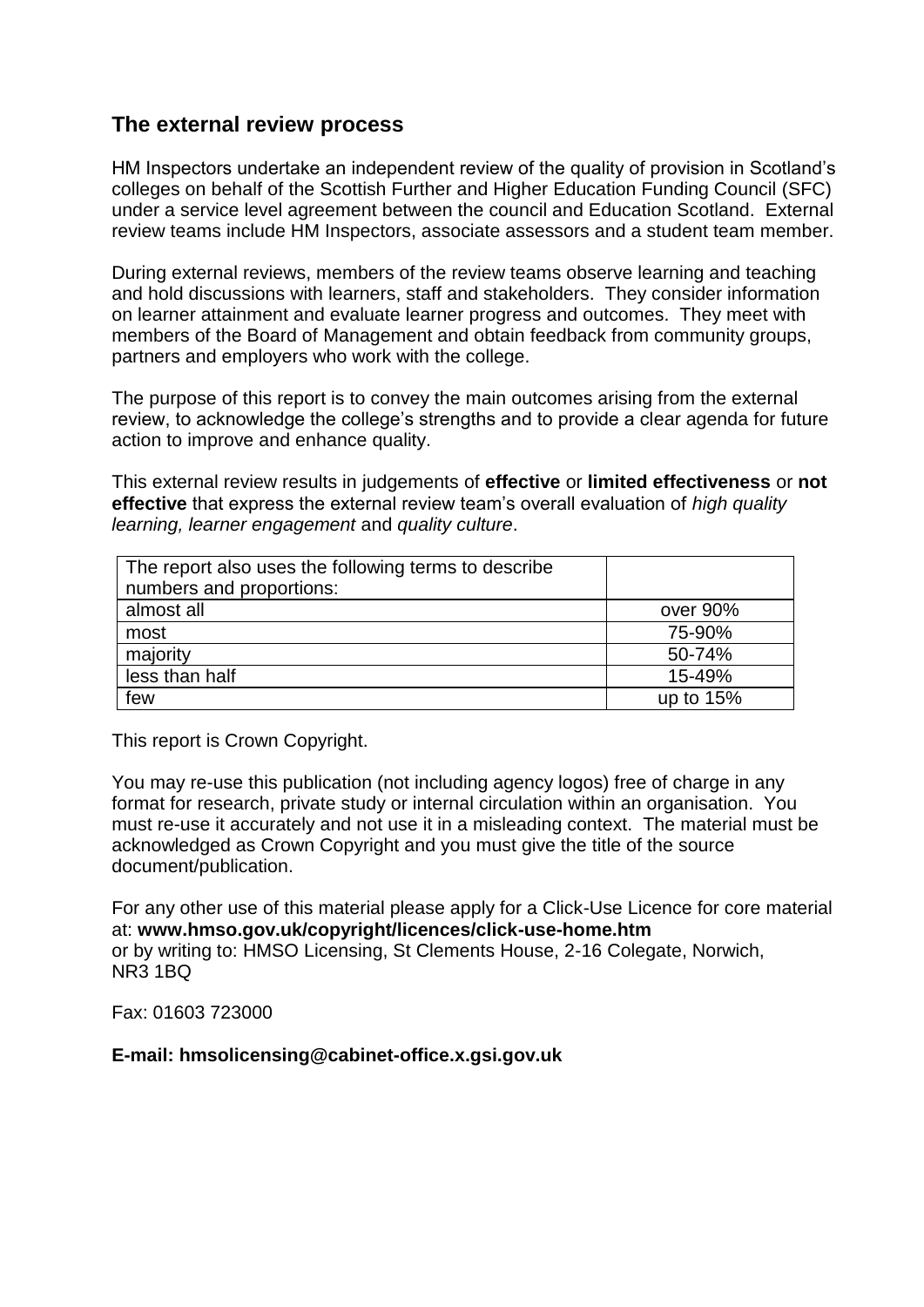## The external review process

HM Inspectors undertake an independent review of the quality of provision in Scotland's colleges on behalf of the Scottish Further and Higher Education Funding Council (SFC) under a service level agreement between the council and Education Scotland. External review teams include HM Inspectors, associate assessors and a student team member.

During external reviews, members of the review teams observe learning and teaching and hold discussions with learners, staff and stakeholders. They consider information on learner attainment and evaluate learner progress and outcomes. They meet with members of the Board of Management and obtain feedback from community groups, partners and employers who work with the college.

The purpose of this report is to convey the main outcomes arising from the external review, to acknowledge the college's strengths and to provide a clear agenda for future action to improve and enhance quality.

This external review results in judgements of **effective** or **limited effectiveness** or **not effective** that express the external review team's overall evaluation of *high quality learning, learner engagement* and *quality culture*.

| The report also uses the following terms to describe numbers and proportions: | |
|---|---|
| almost all | over 90% |
| most | 75-90% |
| majority | 50-74% |
| less than half | 15-49% |
| few | up to 15% |

This report is Crown Copyright.

You may re-use this publication (not including agency logos) free of charge in any format for research, private study or internal circulation within an organisation. You must re-use it accurately and not use it in a misleading context. The material must be acknowledged as Crown Copyright and you must give the title of the source document/publication.

For any other use of this material please apply for a Click-Use Licence for core material at: **www.hmso.gov.uk/copyright/licences/click-use-home.htm**
or by writing to: HMSO Licensing, St Clements House, 2-16 Colegate, Norwich, NR3 1BQ

Fax: 01603 723000

**E-mail: hmsolicensing@cabinet-office.x.gsi.gov.uk**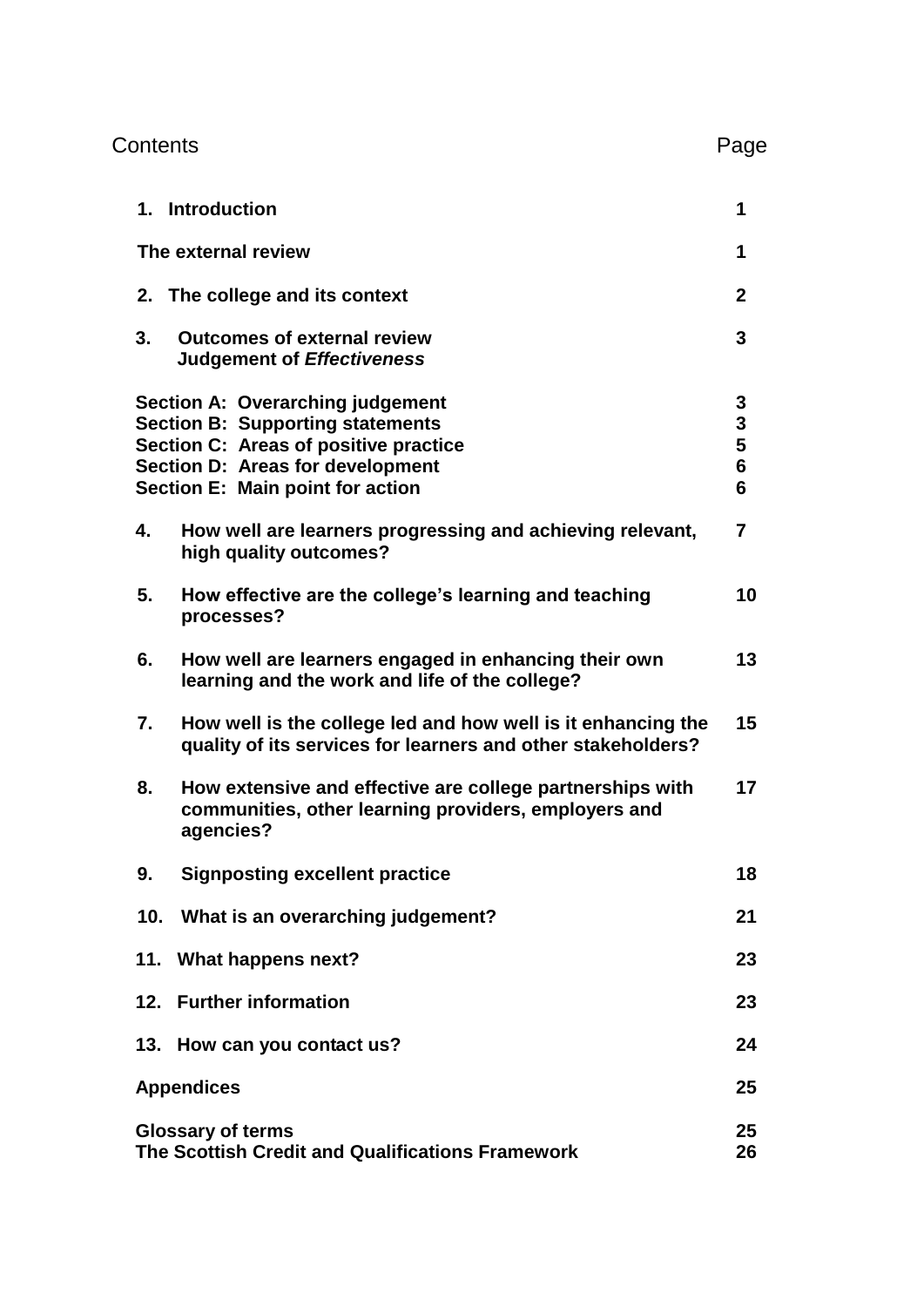| Contents | Page |
|---|---|
| **1. Introduction** | **1** |
| **The external review** | **1** |
| **2. The college and its context** | **2** |
| **3. Outcomes of external review**<br>**Judgement of *Effectiveness*** | **3** |
| **Section A: Overarching judgement** | **3** |
| **Section B: Supporting statements** | **3** |
| **Section C: Areas of positive practice** | **5** |
| **Section D: Areas for development** | **6** |
| **Section E: Main point for action** | **6** |
| **4. How well are learners progressing and achieving relevant, high quality outcomes?** | **7** |
| **5. How effective are the college's learning and teaching processes?** | **10** |
| **6. How well are learners engaged in enhancing their own learning and the work and life of the college?** | **13** |
| **7. How well is the college led and how well is it enhancing the quality of its services for learners and other stakeholders?** | **15** |
| **8. How extensive and effective are college partnerships with communities, other learning providers, employers and agencies?** | **17** |
| **9. Signposting excellent practice** | **18** |
| **10. What is an overarching judgement?** | **21** |
| **11. What happens next?** | **23** |
| **12. Further information** | **23** |
| **13. How can you contact us?** | **24** |
| **Appendices** | **25** |
| **Glossary of terms** | **25** |
| **The Scottish Credit and Qualifications Framework** | **26** |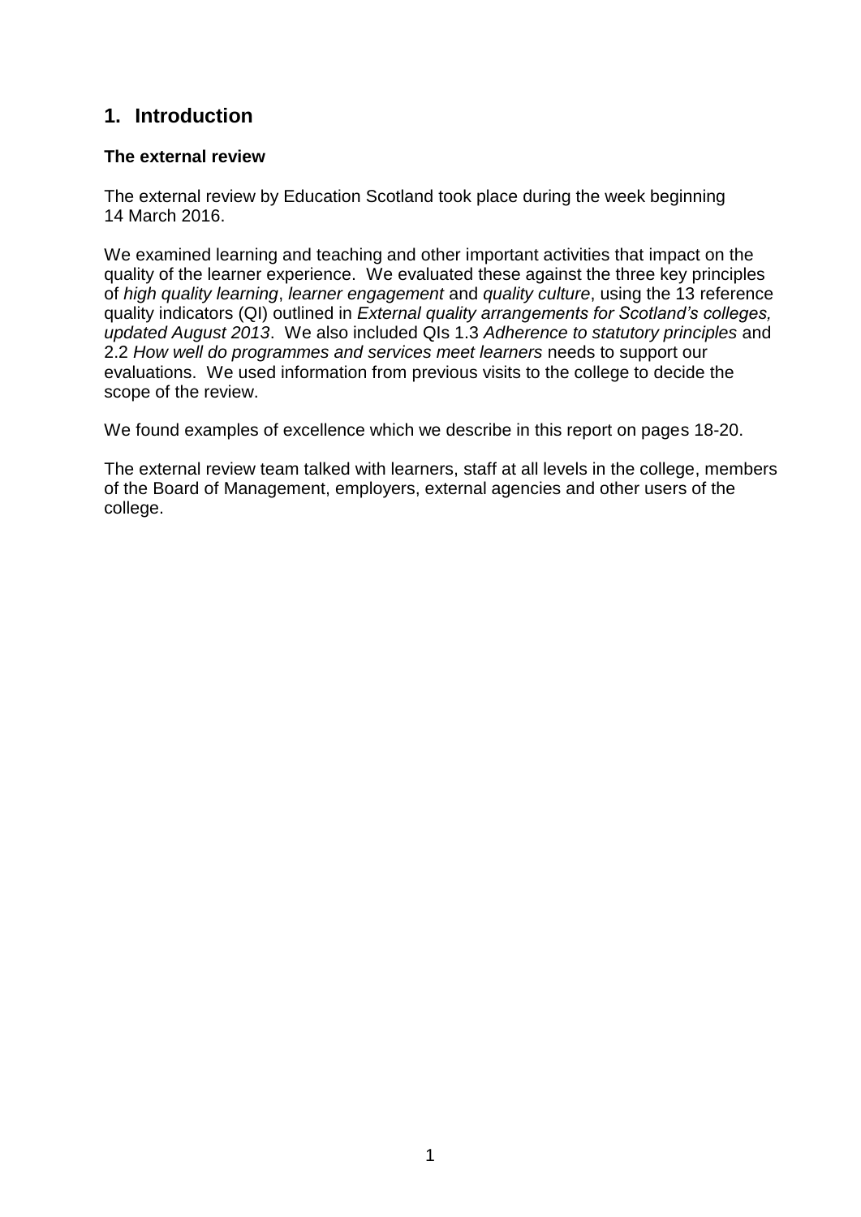## 1. Introduction

### The external review

The external review by Education Scotland took place during the week beginning 14 March 2016.

We examined learning and teaching and other important activities that impact on the quality of the learner experience. We evaluated these against the three key principles of *high quality learning*, *learner engagement* and *quality culture*, using the 13 reference quality indicators (QI) outlined in *External quality arrangements for Scotland's colleges, updated August 2013*. We also included QIs 1.3 *Adherence to statutory principles* and 2.2 *How well do programmes and services meet learners* needs to support our evaluations. We used information from previous visits to the college to decide the scope of the review.

We found examples of excellence which we describe in this report on pages 18-20.

The external review team talked with learners, staff at all levels in the college, members of the Board of Management, employers, external agencies and other users of the college.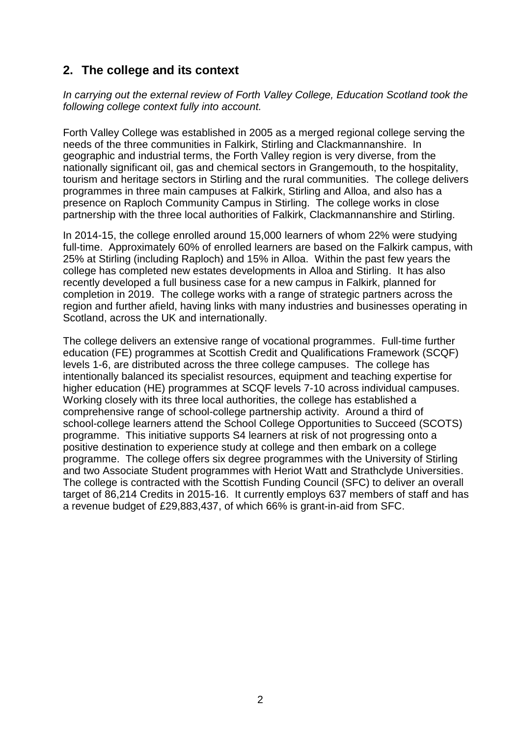## 2. The college and its context

*In carrying out the external review of Forth Valley College, Education Scotland took the following college context fully into account.*

Forth Valley College was established in 2005 as a merged regional college serving the needs of the three communities in Falkirk, Stirling and Clackmannanshire. In geographic and industrial terms, the Forth Valley region is very diverse, from the nationally significant oil, gas and chemical sectors in Grangemouth, to the hospitality, tourism and heritage sectors in Stirling and the rural communities. The college delivers programmes in three main campuses at Falkirk, Stirling and Alloa, and also has a presence on Raploch Community Campus in Stirling. The college works in close partnership with the three local authorities of Falkirk, Clackmannanshire and Stirling.

In 2014-15, the college enrolled around 15,000 learners of whom 22% were studying full-time. Approximately 60% of enrolled learners are based on the Falkirk campus, with 25% at Stirling (including Raploch) and 15% in Alloa. Within the past few years the college has completed new estates developments in Alloa and Stirling. It has also recently developed a full business case for a new campus in Falkirk, planned for completion in 2019. The college works with a range of strategic partners across the region and further afield, having links with many industries and businesses operating in Scotland, across the UK and internationally.

The college delivers an extensive range of vocational programmes. Full-time further education (FE) programmes at Scottish Credit and Qualifications Framework (SCQF) levels 1-6, are distributed across the three college campuses. The college has intentionally balanced its specialist resources, equipment and teaching expertise for higher education (HE) programmes at SCQF levels 7-10 across individual campuses. Working closely with its three local authorities, the college has established a comprehensive range of school-college partnership activity. Around a third of school-college learners attend the School College Opportunities to Succeed (SCOTS) programme. This initiative supports S4 learners at risk of not progressing onto a positive destination to experience study at college and then embark on a college programme. The college offers six degree programmes with the University of Stirling and two Associate Student programmes with Heriot Watt and Strathclyde Universities. The college is contracted with the Scottish Funding Council (SFC) to deliver an overall target of 86,214 Credits in 2015-16. It currently employs 637 members of staff and has a revenue budget of £29,883,437, of which 66% is grant-in-aid from SFC.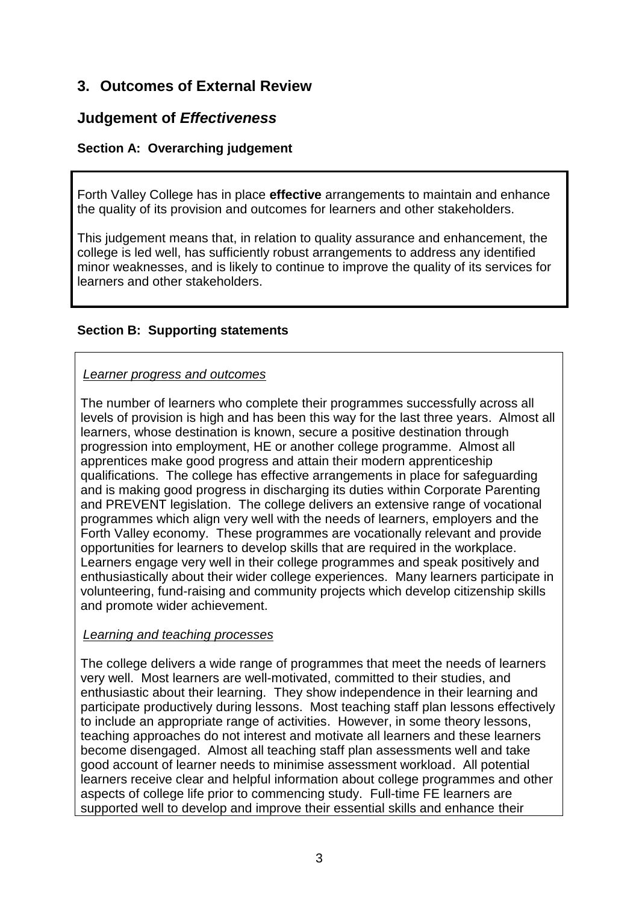## 3. Outcomes of External Review

## Judgement of *Effectiveness*

### Section A: Overarching judgement

Forth Valley College has in place **effective** arrangements to maintain and enhance the quality of its provision and outcomes for learners and other stakeholders.

This judgement means that, in relation to quality assurance and enhancement, the college is led well, has sufficiently robust arrangements to address any identified minor weaknesses, and is likely to continue to improve the quality of its services for learners and other stakeholders.

### Section B: Supporting statements

*Learner progress and outcomes*

The number of learners who complete their programmes successfully across all levels of provision is high and has been this way for the last three years. Almost all learners, whose destination is known, secure a positive destination through progression into employment, HE or another college programme. Almost all apprentices make good progress and attain their modern apprenticeship qualifications. The college has effective arrangements in place for safeguarding and is making good progress in discharging its duties within Corporate Parenting and PREVENT legislation. The college delivers an extensive range of vocational programmes which align very well with the needs of learners, employers and the Forth Valley economy. These programmes are vocationally relevant and provide opportunities for learners to develop skills that are required in the workplace. Learners engage very well in their college programmes and speak positively and enthusiastically about their wider college experiences. Many learners participate in volunteering, fund-raising and community projects which develop citizenship skills and promote wider achievement.

*Learning and teaching processes*

The college delivers a wide range of programmes that meet the needs of learners very well. Most learners are well-motivated, committed to their studies, and enthusiastic about their learning. They show independence in their learning and participate productively during lessons. Most teaching staff plan lessons effectively to include an appropriate range of activities. However, in some theory lessons, teaching approaches do not interest and motivate all learners and these learners become disengaged. Almost all teaching staff plan assessments well and take good account of learner needs to minimise assessment workload. All potential learners receive clear and helpful information about college programmes and other aspects of college life prior to commencing study. Full-time FE learners are supported well to develop and improve their essential skills and enhance their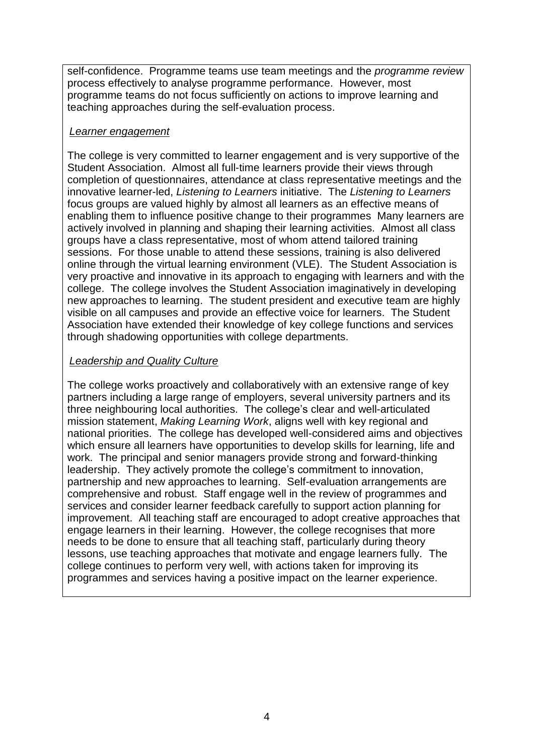self-confidence. Programme teams use team meetings and the *programme review* process effectively to analyse programme performance. However, most programme teams do not focus sufficiently on actions to improve learning and teaching approaches during the self-evaluation process.

*Learner engagement*

The college is very committed to learner engagement and is very supportive of the Student Association. Almost all full-time learners provide their views through completion of questionnaires, attendance at class representative meetings and the innovative learner-led, *Listening to Learners* initiative. The *Listening to Learners* focus groups are valued highly by almost all learners as an effective means of enabling them to influence positive change to their programmes Many learners are actively involved in planning and shaping their learning activities. Almost all class groups have a class representative, most of whom attend tailored training sessions. For those unable to attend these sessions, training is also delivered online through the virtual learning environment (VLE). The Student Association is very proactive and innovative in its approach to engaging with learners and with the college. The college involves the Student Association imaginatively in developing new approaches to learning. The student president and executive team are highly visible on all campuses and provide an effective voice for learners. The Student Association have extended their knowledge of key college functions and services through shadowing opportunities with college departments.

*Leadership and Quality Culture*

The college works proactively and collaboratively with an extensive range of key partners including a large range of employers, several university partners and its three neighbouring local authorities. The college's clear and well-articulated mission statement, *Making Learning Work*, aligns well with key regional and national priorities. The college has developed well-considered aims and objectives which ensure all learners have opportunities to develop skills for learning, life and work. The principal and senior managers provide strong and forward-thinking leadership. They actively promote the college's commitment to innovation, partnership and new approaches to learning. Self-evaluation arrangements are comprehensive and robust. Staff engage well in the review of programmes and services and consider learner feedback carefully to support action planning for improvement. All teaching staff are encouraged to adopt creative approaches that engage learners in their learning. However, the college recognises that more needs to be done to ensure that all teaching staff, particularly during theory lessons, use teaching approaches that motivate and engage learners fully. The college continues to perform very well, with actions taken for improving its programmes and services having a positive impact on the learner experience.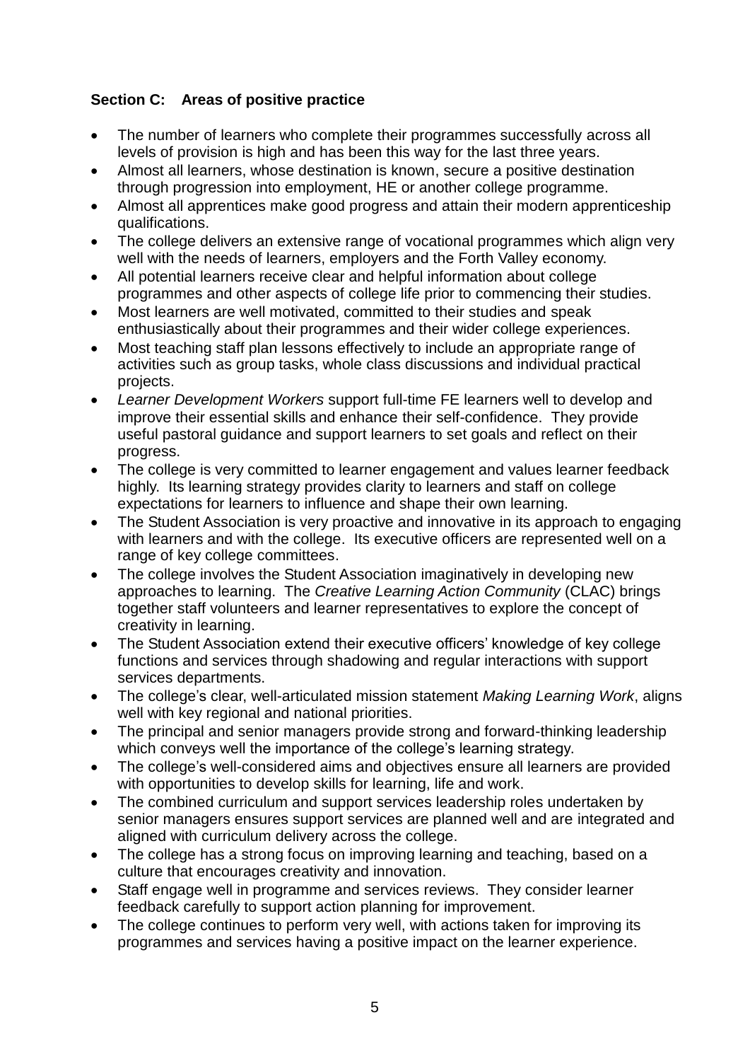**Section C: Areas of positive practice**

- The number of learners who complete their programmes successfully across all levels of provision is high and has been this way for the last three years.
- Almost all learners, whose destination is known, secure a positive destination through progression into employment, HE or another college programme.
- Almost all apprentices make good progress and attain their modern apprenticeship qualifications.
- The college delivers an extensive range of vocational programmes which align very well with the needs of learners, employers and the Forth Valley economy.
- All potential learners receive clear and helpful information about college programmes and other aspects of college life prior to commencing their studies.
- Most learners are well motivated, committed to their studies and speak enthusiastically about their programmes and their wider college experiences.
- Most teaching staff plan lessons effectively to include an appropriate range of activities such as group tasks, whole class discussions and individual practical projects.
- *Learner Development Workers* support full-time FE learners well to develop and improve their essential skills and enhance their self-confidence. They provide useful pastoral guidance and support learners to set goals and reflect on their progress.
- The college is very committed to learner engagement and values learner feedback highly. Its learning strategy provides clarity to learners and staff on college expectations for learners to influence and shape their own learning.
- The Student Association is very proactive and innovative in its approach to engaging with learners and with the college. Its executive officers are represented well on a range of key college committees.
- The college involves the Student Association imaginatively in developing new approaches to learning. The *Creative Learning Action Community* (CLAC) brings together staff volunteers and learner representatives to explore the concept of creativity in learning.
- The Student Association extend their executive officers' knowledge of key college functions and services through shadowing and regular interactions with support services departments.
- The college's clear, well-articulated mission statement *Making Learning Work*, aligns well with key regional and national priorities.
- The principal and senior managers provide strong and forward-thinking leadership which conveys well the importance of the college's learning strategy.
- The college's well-considered aims and objectives ensure all learners are provided with opportunities to develop skills for learning, life and work.
- The combined curriculum and support services leadership roles undertaken by senior managers ensures support services are planned well and are integrated and aligned with curriculum delivery across the college.
- The college has a strong focus on improving learning and teaching, based on a culture that encourages creativity and innovation.
- Staff engage well in programme and services reviews. They consider learner feedback carefully to support action planning for improvement.
- The college continues to perform very well, with actions taken for improving its programmes and services having a positive impact on the learner experience.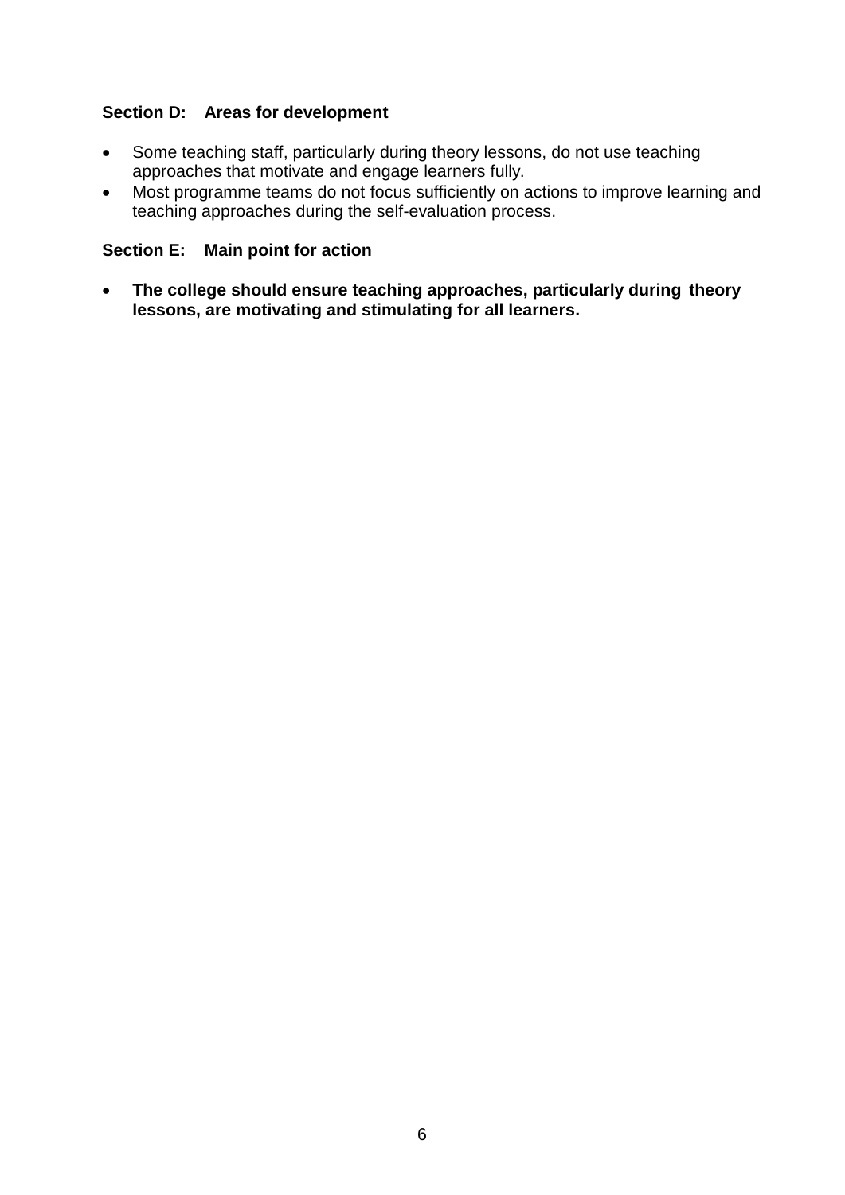### Section D: Areas for development

- Some teaching staff, particularly during theory lessons, do not use teaching approaches that motivate and engage learners fully.
- Most programme teams do not focus sufficiently on actions to improve learning and teaching approaches during the self-evaluation process.

### Section E: Main point for action

- **The college should ensure teaching approaches, particularly during theory lessons, are motivating and stimulating for all learners.**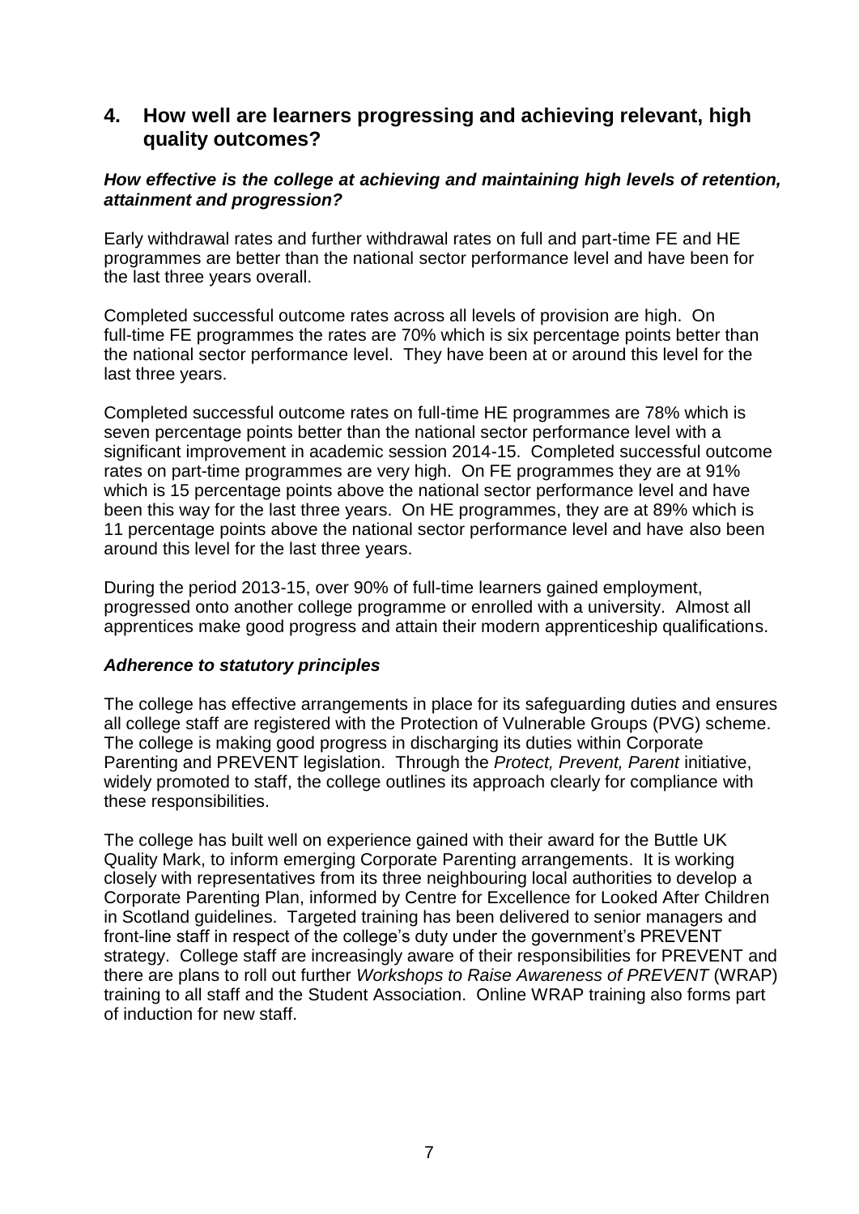## 4. How well are learners progressing and achieving relevant, high quality outcomes?

### *How effective is the college at achieving and maintaining high levels of retention, attainment and progression?*

Early withdrawal rates and further withdrawal rates on full and part-time FE and HE programmes are better than the national sector performance level and have been for the last three years overall.

Completed successful outcome rates across all levels of provision are high. On full-time FE programmes the rates are 70% which is six percentage points better than the national sector performance level. They have been at or around this level for the last three years.

Completed successful outcome rates on full-time HE programmes are 78% which is seven percentage points better than the national sector performance level with a significant improvement in academic session 2014-15. Completed successful outcome rates on part-time programmes are very high. On FE programmes they are at 91% which is 15 percentage points above the national sector performance level and have been this way for the last three years. On HE programmes, they are at 89% which is 11 percentage points above the national sector performance level and have also been around this level for the last three years.

During the period 2013-15, over 90% of full-time learners gained employment, progressed onto another college programme or enrolled with a university. Almost all apprentices make good progress and attain their modern apprenticeship qualifications.

### *Adherence to statutory principles*

The college has effective arrangements in place for its safeguarding duties and ensures all college staff are registered with the Protection of Vulnerable Groups (PVG) scheme. The college is making good progress in discharging its duties within Corporate Parenting and PREVENT legislation. Through the *Protect, Prevent, Parent* initiative, widely promoted to staff, the college outlines its approach clearly for compliance with these responsibilities.

The college has built well on experience gained with their award for the Buttle UK Quality Mark, to inform emerging Corporate Parenting arrangements. It is working closely with representatives from its three neighbouring local authorities to develop a Corporate Parenting Plan, informed by Centre for Excellence for Looked After Children in Scotland guidelines. Targeted training has been delivered to senior managers and front-line staff in respect of the college's duty under the government's PREVENT strategy. College staff are increasingly aware of their responsibilities for PREVENT and there are plans to roll out further *Workshops to Raise Awareness of PREVENT* (WRAP) training to all staff and the Student Association. Online WRAP training also forms part of induction for new staff.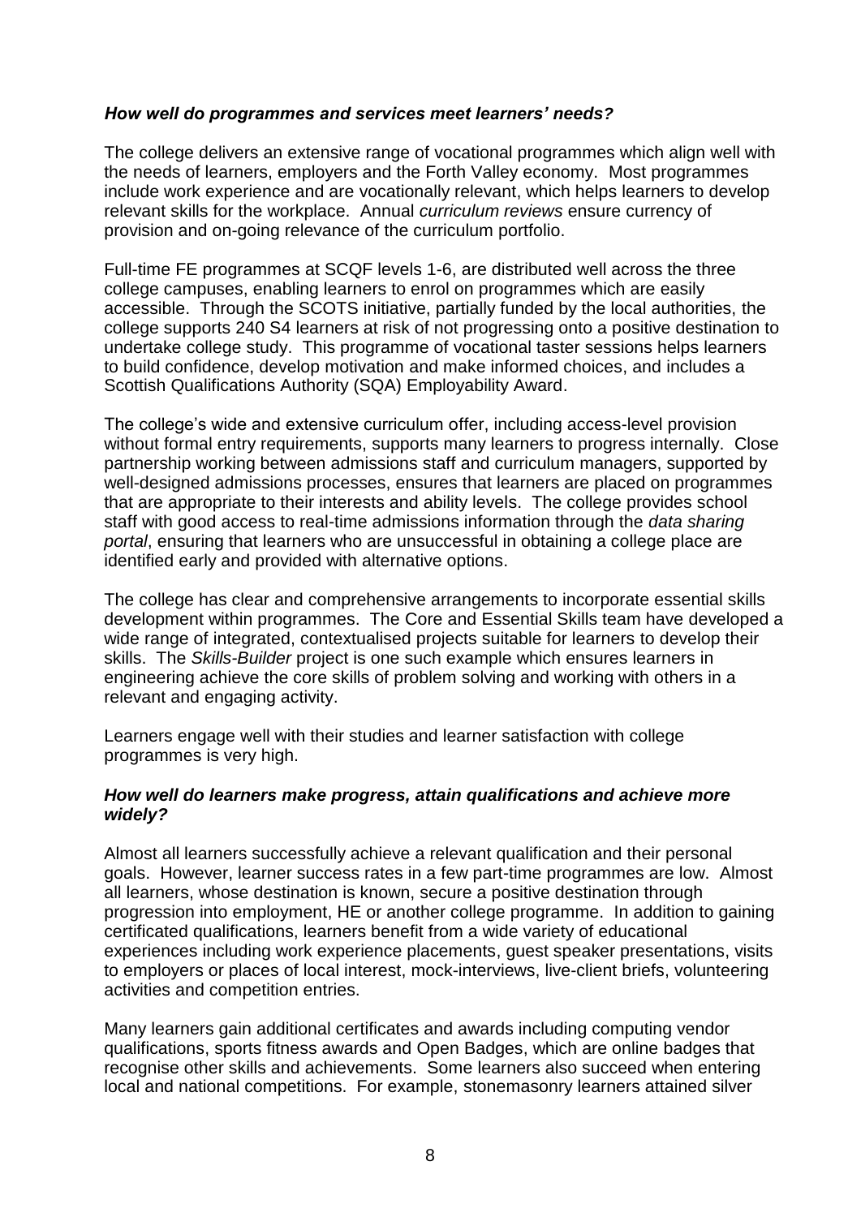### *How well do programmes and services meet learners' needs?*

The college delivers an extensive range of vocational programmes which align well with the needs of learners, employers and the Forth Valley economy. Most programmes include work experience and are vocationally relevant, which helps learners to develop relevant skills for the workplace. Annual *curriculum reviews* ensure currency of provision and on-going relevance of the curriculum portfolio.

Full-time FE programmes at SCQF levels 1-6, are distributed well across the three college campuses, enabling learners to enrol on programmes which are easily accessible. Through the SCOTS initiative, partially funded by the local authorities, the college supports 240 S4 learners at risk of not progressing onto a positive destination to undertake college study. This programme of vocational taster sessions helps learners to build confidence, develop motivation and make informed choices, and includes a Scottish Qualifications Authority (SQA) Employability Award.

The college's wide and extensive curriculum offer, including access-level provision without formal entry requirements, supports many learners to progress internally. Close partnership working between admissions staff and curriculum managers, supported by well-designed admissions processes, ensures that learners are placed on programmes that are appropriate to their interests and ability levels. The college provides school staff with good access to real-time admissions information through the *data sharing portal*, ensuring that learners who are unsuccessful in obtaining a college place are identified early and provided with alternative options.

The college has clear and comprehensive arrangements to incorporate essential skills development within programmes. The Core and Essential Skills team have developed a wide range of integrated, contextualised projects suitable for learners to develop their skills. The *Skills-Builder* project is one such example which ensures learners in engineering achieve the core skills of problem solving and working with others in a relevant and engaging activity.

Learners engage well with their studies and learner satisfaction with college programmes is very high.

### *How well do learners make progress, attain qualifications and achieve more widely?*

Almost all learners successfully achieve a relevant qualification and their personal goals. However, learner success rates in a few part-time programmes are low. Almost all learners, whose destination is known, secure a positive destination through progression into employment, HE or another college programme. In addition to gaining certificated qualifications, learners benefit from a wide variety of educational experiences including work experience placements, guest speaker presentations, visits to employers or places of local interest, mock-interviews, live-client briefs, volunteering activities and competition entries.

Many learners gain additional certificates and awards including computing vendor qualifications, sports fitness awards and Open Badges, which are online badges that recognise other skills and achievements. Some learners also succeed when entering local and national competitions. For example, stonemasonry learners attained silver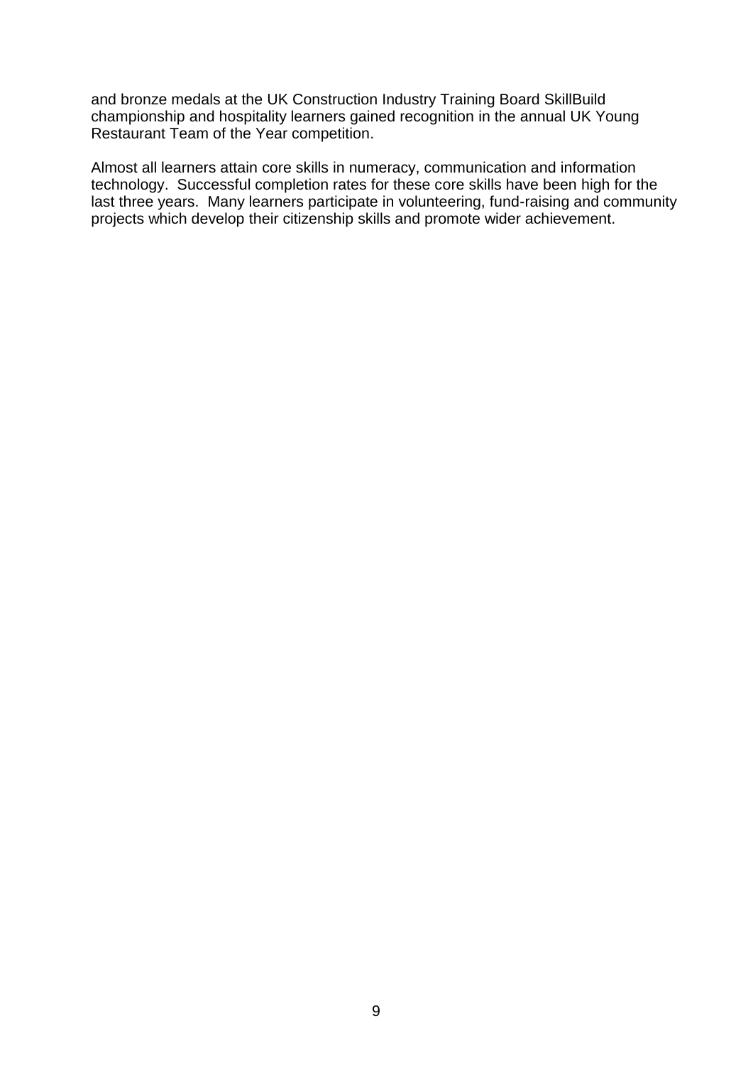and bronze medals at the UK Construction Industry Training Board SkillBuild championship and hospitality learners gained recognition in the annual UK Young Restaurant Team of the Year competition.

Almost all learners attain core skills in numeracy, communication and information technology. Successful completion rates for these core skills have been high for the last three years. Many learners participate in volunteering, fund-raising and community projects which develop their citizenship skills and promote wider achievement.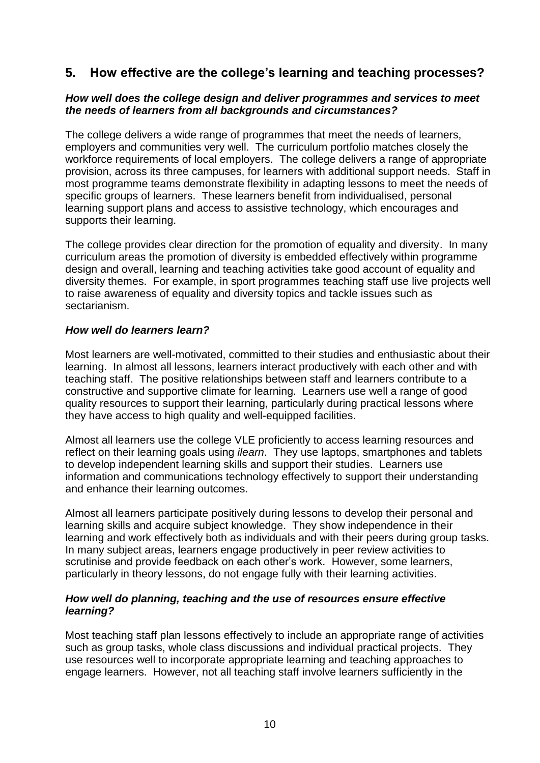## 5. How effective are the college's learning and teaching processes?

***How well does the college design and deliver programmes and services to meet the needs of learners from all backgrounds and circumstances?***

The college delivers a wide range of programmes that meet the needs of learners, employers and communities very well. The curriculum portfolio matches closely the workforce requirements of local employers. The college delivers a range of appropriate provision, across its three campuses, for learners with additional support needs. Staff in most programme teams demonstrate flexibility in adapting lessons to meet the needs of specific groups of learners. These learners benefit from individualised, personal learning support plans and access to assistive technology, which encourages and supports their learning.

The college provides clear direction for the promotion of equality and diversity. In many curriculum areas the promotion of diversity is embedded effectively within programme design and overall, learning and teaching activities take good account of equality and diversity themes. For example, in sport programmes teaching staff use live projects well to raise awareness of equality and diversity topics and tackle issues such as sectarianism.

***How well do learners learn?***

Most learners are well-motivated, committed to their studies and enthusiastic about their learning. In almost all lessons, learners interact productively with each other and with teaching staff. The positive relationships between staff and learners contribute to a constructive and supportive climate for learning. Learners use well a range of good quality resources to support their learning, particularly during practical lessons where they have access to high quality and well-equipped facilities.

Almost all learners use the college VLE proficiently to access learning resources and reflect on their learning goals using *ilearn*. They use laptops, smartphones and tablets to develop independent learning skills and support their studies. Learners use information and communications technology effectively to support their understanding and enhance their learning outcomes.

Almost all learners participate positively during lessons to develop their personal and learning skills and acquire subject knowledge. They show independence in their learning and work effectively both as individuals and with their peers during group tasks. In many subject areas, learners engage productively in peer review activities to scrutinise and provide feedback on each other's work. However, some learners, particularly in theory lessons, do not engage fully with their learning activities.

***How well do planning, teaching and the use of resources ensure effective learning?***

Most teaching staff plan lessons effectively to include an appropriate range of activities such as group tasks, whole class discussions and individual practical projects. They use resources well to incorporate appropriate learning and teaching approaches to engage learners. However, not all teaching staff involve learners sufficiently in the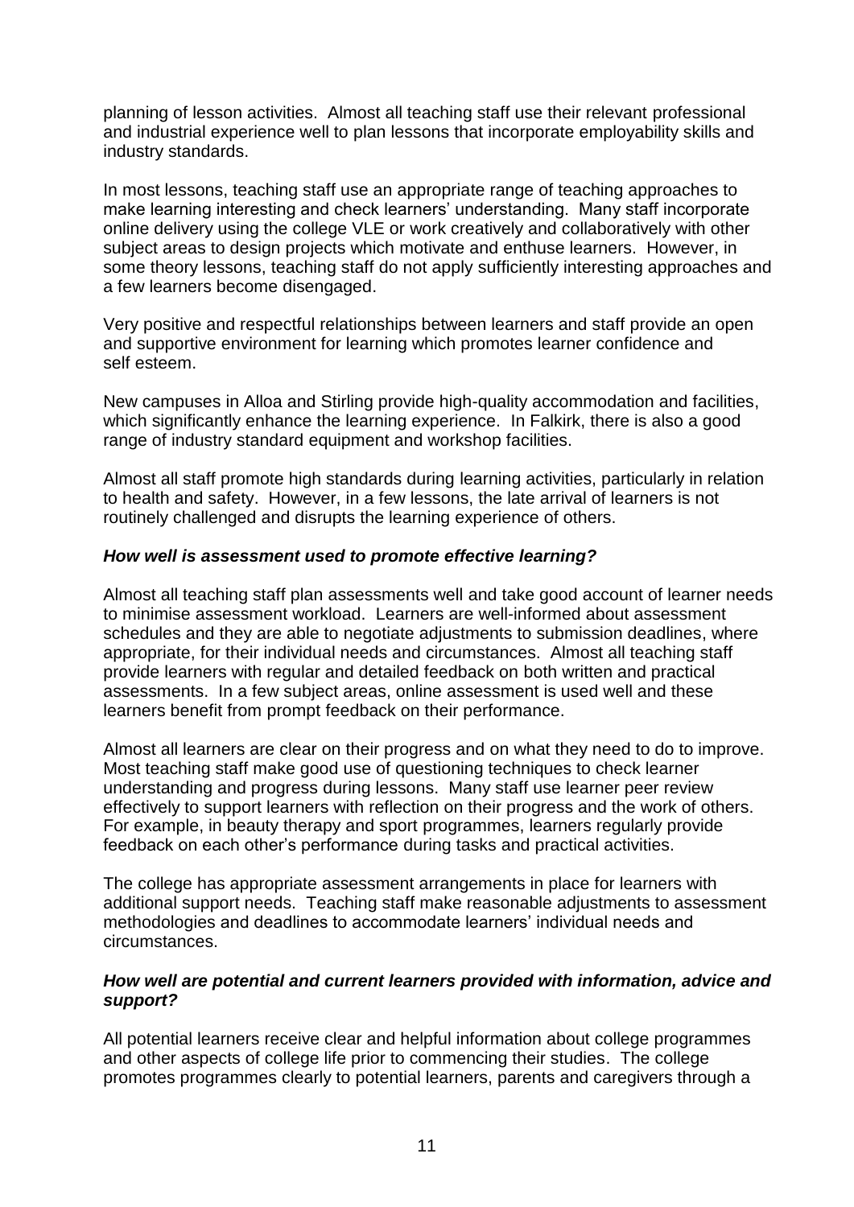planning of lesson activities. Almost all teaching staff use their relevant professional and industrial experience well to plan lessons that incorporate employability skills and industry standards.

In most lessons, teaching staff use an appropriate range of teaching approaches to make learning interesting and check learners' understanding. Many staff incorporate online delivery using the college VLE or work creatively and collaboratively with other subject areas to design projects which motivate and enthuse learners. However, in some theory lessons, teaching staff do not apply sufficiently interesting approaches and a few learners become disengaged.

Very positive and respectful relationships between learners and staff provide an open and supportive environment for learning which promotes learner confidence and self esteem.

New campuses in Alloa and Stirling provide high-quality accommodation and facilities, which significantly enhance the learning experience. In Falkirk, there is also a good range of industry standard equipment and workshop facilities.

Almost all staff promote high standards during learning activities, particularly in relation to health and safety. However, in a few lessons, the late arrival of learners is not routinely challenged and disrupts the learning experience of others.

***How well is assessment used to promote effective learning?***

Almost all teaching staff plan assessments well and take good account of learner needs to minimise assessment workload. Learners are well-informed about assessment schedules and they are able to negotiate adjustments to submission deadlines, where appropriate, for their individual needs and circumstances. Almost all teaching staff provide learners with regular and detailed feedback on both written and practical assessments. In a few subject areas, online assessment is used well and these learners benefit from prompt feedback on their performance.

Almost all learners are clear on their progress and on what they need to do to improve. Most teaching staff make good use of questioning techniques to check learner understanding and progress during lessons. Many staff use learner peer review effectively to support learners with reflection on their progress and the work of others. For example, in beauty therapy and sport programmes, learners regularly provide feedback on each other's performance during tasks and practical activities.

The college has appropriate assessment arrangements in place for learners with additional support needs. Teaching staff make reasonable adjustments to assessment methodologies and deadlines to accommodate learners' individual needs and circumstances.

***How well are potential and current learners provided with information, advice and support?***

All potential learners receive clear and helpful information about college programmes and other aspects of college life prior to commencing their studies. The college promotes programmes clearly to potential learners, parents and caregivers through a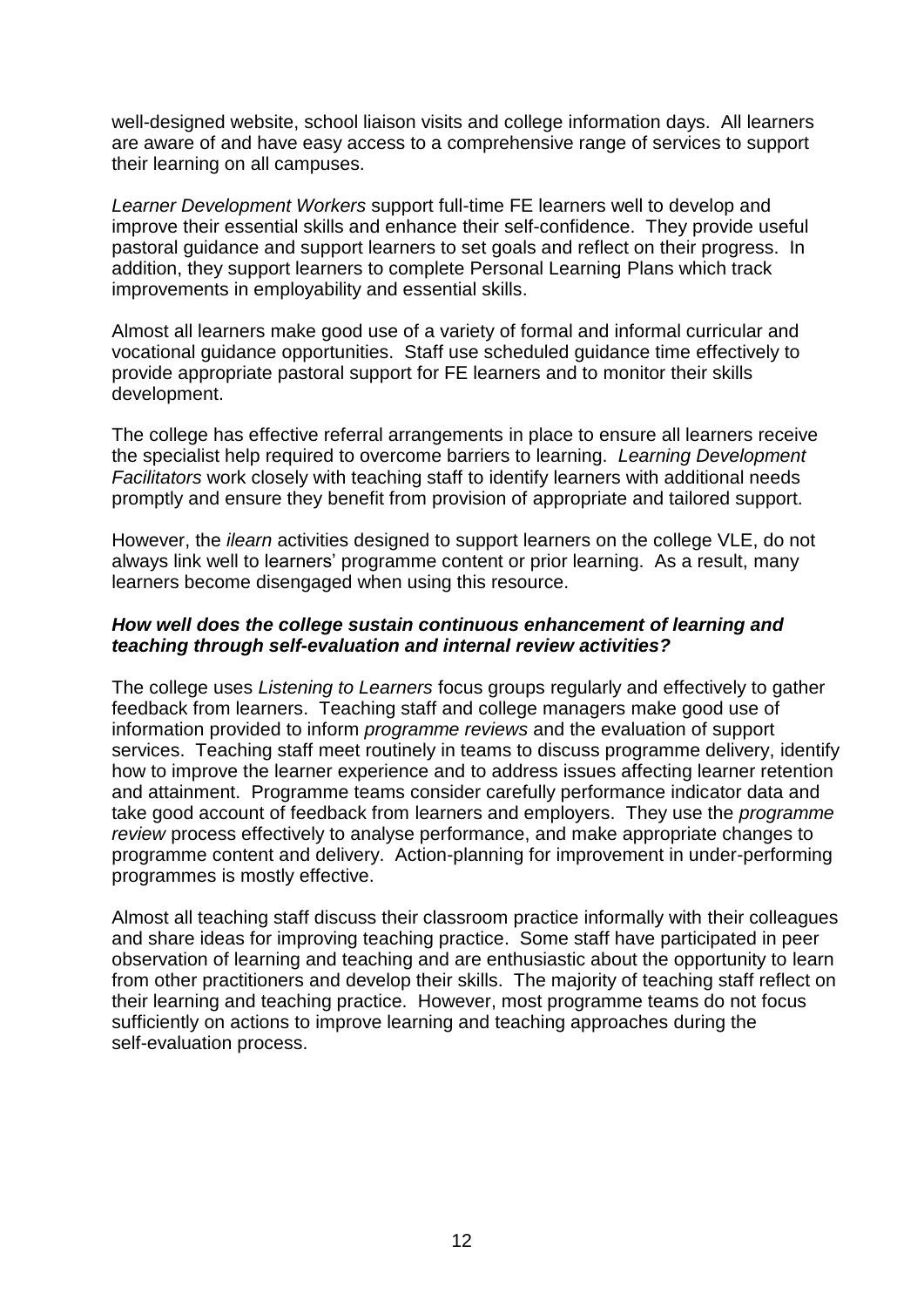well-designed website, school liaison visits and college information days. All learners are aware of and have easy access to a comprehensive range of services to support their learning on all campuses.

*Learner Development Workers* support full-time FE learners well to develop and improve their essential skills and enhance their self-confidence. They provide useful pastoral guidance and support learners to set goals and reflect on their progress. In addition, they support learners to complete Personal Learning Plans which track improvements in employability and essential skills.

Almost all learners make good use of a variety of formal and informal curricular and vocational guidance opportunities. Staff use scheduled guidance time effectively to provide appropriate pastoral support for FE learners and to monitor their skills development.

The college has effective referral arrangements in place to ensure all learners receive the specialist help required to overcome barriers to learning. *Learning Development Facilitators* work closely with teaching staff to identify learners with additional needs promptly and ensure they benefit from provision of appropriate and tailored support.

However, the *ilearn* activities designed to support learners on the college VLE, do not always link well to learners' programme content or prior learning. As a result, many learners become disengaged when using this resource.

***How well does the college sustain continuous enhancement of learning and teaching through self-evaluation and internal review activities?***

The college uses *Listening to Learners* focus groups regularly and effectively to gather feedback from learners. Teaching staff and college managers make good use of information provided to inform *programme reviews* and the evaluation of support services. Teaching staff meet routinely in teams to discuss programme delivery, identify how to improve the learner experience and to address issues affecting learner retention and attainment. Programme teams consider carefully performance indicator data and take good account of feedback from learners and employers. They use the *programme review* process effectively to analyse performance, and make appropriate changes to programme content and delivery. Action-planning for improvement in under-performing programmes is mostly effective.

Almost all teaching staff discuss their classroom practice informally with their colleagues and share ideas for improving teaching practice. Some staff have participated in peer observation of learning and teaching and are enthusiastic about the opportunity to learn from other practitioners and develop their skills. The majority of teaching staff reflect on their learning and teaching practice. However, most programme teams do not focus sufficiently on actions to improve learning and teaching approaches during the self-evaluation process.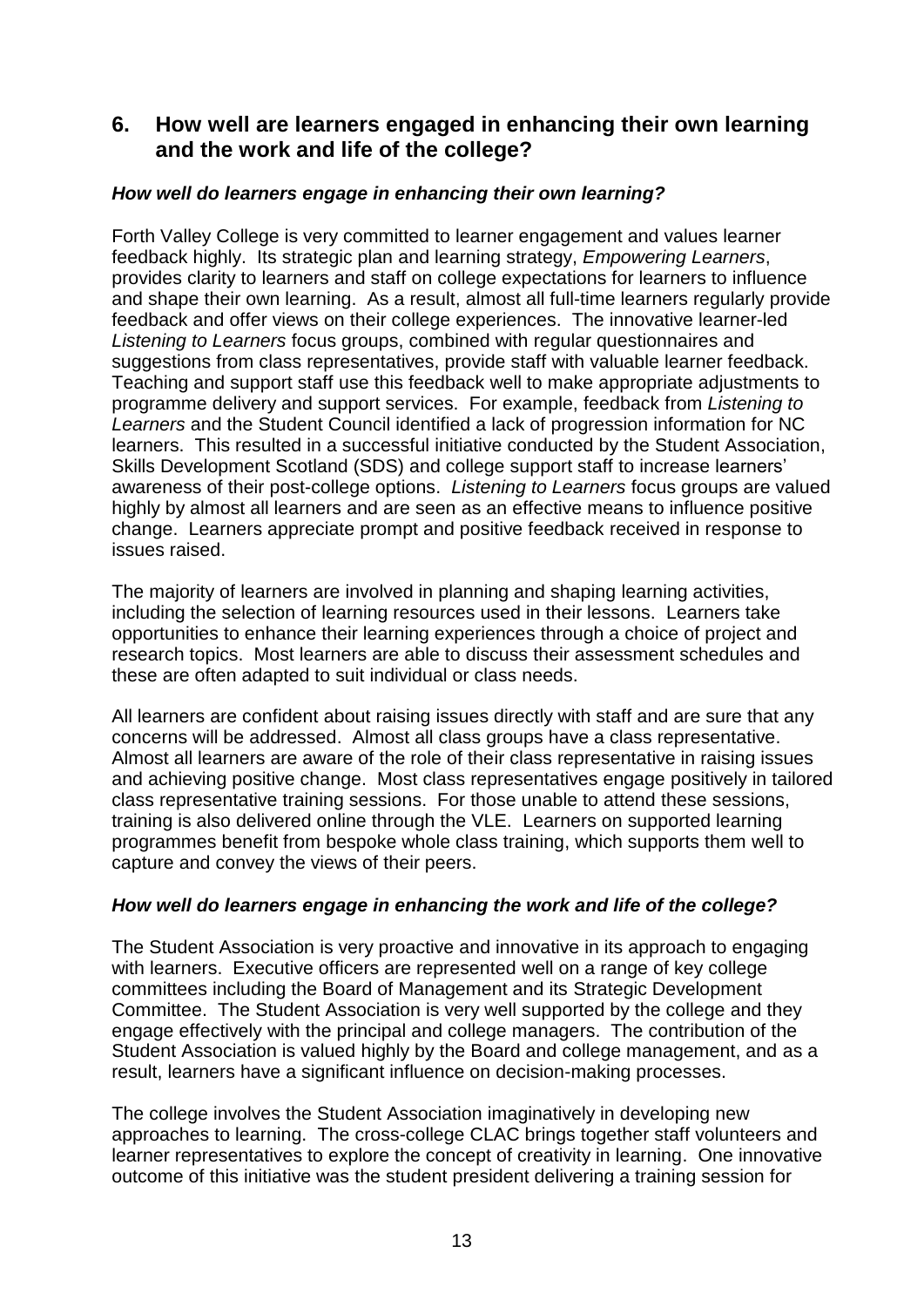## 6. How well are learners engaged in enhancing their own learning and the work and life of the college?

### *How well do learners engage in enhancing their own learning?*

Forth Valley College is very committed to learner engagement and values learner feedback highly. Its strategic plan and learning strategy, *Empowering Learners*, provides clarity to learners and staff on college expectations for learners to influence and shape their own learning. As a result, almost all full-time learners regularly provide feedback and offer views on their college experiences. The innovative learner-led *Listening to Learners* focus groups, combined with regular questionnaires and suggestions from class representatives, provide staff with valuable learner feedback. Teaching and support staff use this feedback well to make appropriate adjustments to programme delivery and support services. For example, feedback from *Listening to Learners* and the Student Council identified a lack of progression information for NC learners. This resulted in a successful initiative conducted by the Student Association, Skills Development Scotland (SDS) and college support staff to increase learners' awareness of their post-college options. *Listening to Learners* focus groups are valued highly by almost all learners and are seen as an effective means to influence positive change. Learners appreciate prompt and positive feedback received in response to issues raised.

The majority of learners are involved in planning and shaping learning activities, including the selection of learning resources used in their lessons. Learners take opportunities to enhance their learning experiences through a choice of project and research topics. Most learners are able to discuss their assessment schedules and these are often adapted to suit individual or class needs.

All learners are confident about raising issues directly with staff and are sure that any concerns will be addressed. Almost all class groups have a class representative. Almost all learners are aware of the role of their class representative in raising issues and achieving positive change. Most class representatives engage positively in tailored class representative training sessions. For those unable to attend these sessions, training is also delivered online through the VLE. Learners on supported learning programmes benefit from bespoke whole class training, which supports them well to capture and convey the views of their peers.

### *How well do learners engage in enhancing the work and life of the college?*

The Student Association is very proactive and innovative in its approach to engaging with learners. Executive officers are represented well on a range of key college committees including the Board of Management and its Strategic Development Committee. The Student Association is very well supported by the college and they engage effectively with the principal and college managers. The contribution of the Student Association is valued highly by the Board and college management, and as a result, learners have a significant influence on decision-making processes.

The college involves the Student Association imaginatively in developing new approaches to learning. The cross-college CLAC brings together staff volunteers and learner representatives to explore the concept of creativity in learning. One innovative outcome of this initiative was the student president delivering a training session for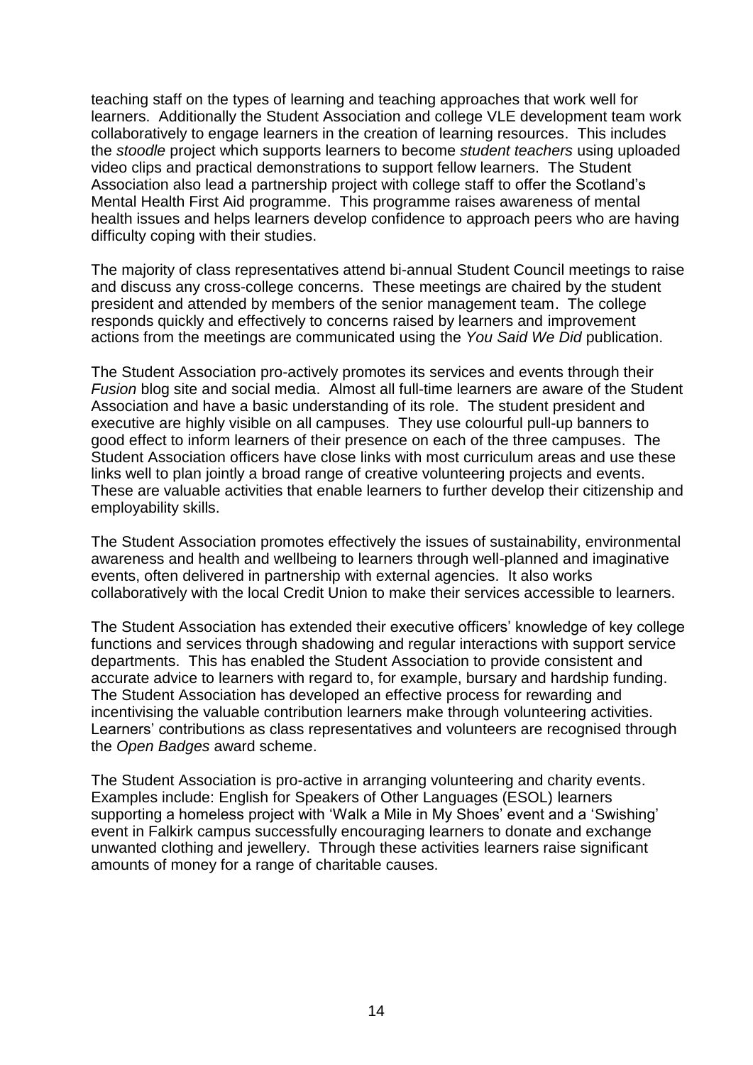teaching staff on the types of learning and teaching approaches that work well for learners. Additionally the Student Association and college VLE development team work collaboratively to engage learners in the creation of learning resources. This includes the *stoodle* project which supports learners to become *student teachers* using uploaded video clips and practical demonstrations to support fellow learners. The Student Association also lead a partnership project with college staff to offer the Scotland's Mental Health First Aid programme. This programme raises awareness of mental health issues and helps learners develop confidence to approach peers who are having difficulty coping with their studies.

The majority of class representatives attend bi-annual Student Council meetings to raise and discuss any cross-college concerns. These meetings are chaired by the student president and attended by members of the senior management team. The college responds quickly and effectively to concerns raised by learners and improvement actions from the meetings are communicated using the *You Said We Did* publication.

The Student Association pro-actively promotes its services and events through their *Fusion* blog site and social media. Almost all full-time learners are aware of the Student Association and have a basic understanding of its role. The student president and executive are highly visible on all campuses. They use colourful pull-up banners to good effect to inform learners of their presence on each of the three campuses. The Student Association officers have close links with most curriculum areas and use these links well to plan jointly a broad range of creative volunteering projects and events. These are valuable activities that enable learners to further develop their citizenship and employability skills.

The Student Association promotes effectively the issues of sustainability, environmental awareness and health and wellbeing to learners through well-planned and imaginative events, often delivered in partnership with external agencies. It also works collaboratively with the local Credit Union to make their services accessible to learners.

The Student Association has extended their executive officers' knowledge of key college functions and services through shadowing and regular interactions with support service departments. This has enabled the Student Association to provide consistent and accurate advice to learners with regard to, for example, bursary and hardship funding. The Student Association has developed an effective process for rewarding and incentivising the valuable contribution learners make through volunteering activities. Learners' contributions as class representatives and volunteers are recognised through the *Open Badges* award scheme.

The Student Association is pro-active in arranging volunteering and charity events. Examples include: English for Speakers of Other Languages (ESOL) learners supporting a homeless project with 'Walk a Mile in My Shoes' event and a 'Swishing' event in Falkirk campus successfully encouraging learners to donate and exchange unwanted clothing and jewellery. Through these activities learners raise significant amounts of money for a range of charitable causes.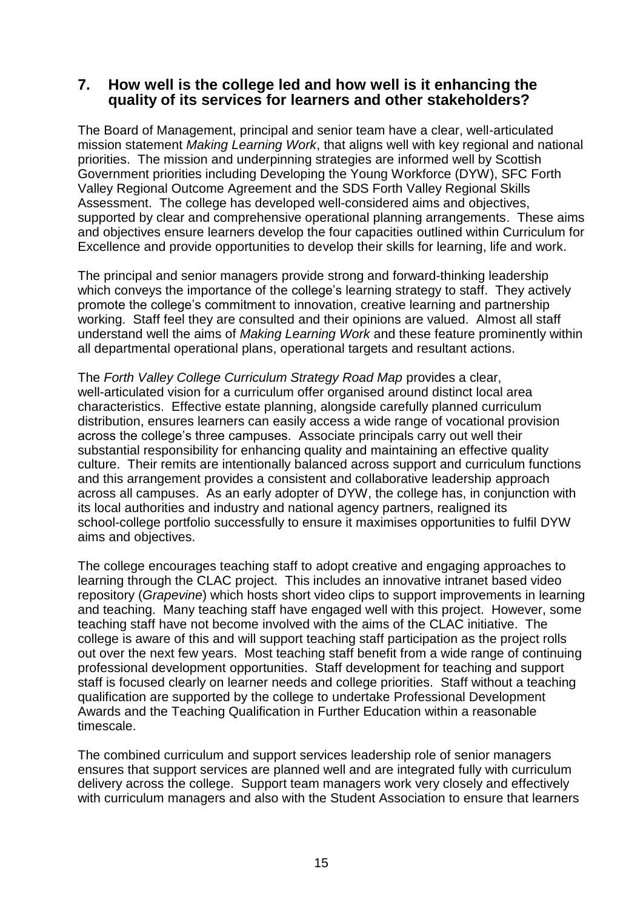## 7. How well is the college led and how well is it enhancing the quality of its services for learners and other stakeholders?

The Board of Management, principal and senior team have a clear, well-articulated mission statement *Making Learning Work*, that aligns well with key regional and national priorities. The mission and underpinning strategies are informed well by Scottish Government priorities including Developing the Young Workforce (DYW), SFC Forth Valley Regional Outcome Agreement and the SDS Forth Valley Regional Skills Assessment. The college has developed well-considered aims and objectives, supported by clear and comprehensive operational planning arrangements. These aims and objectives ensure learners develop the four capacities outlined within Curriculum for Excellence and provide opportunities to develop their skills for learning, life and work.

The principal and senior managers provide strong and forward-thinking leadership which conveys the importance of the college's learning strategy to staff. They actively promote the college's commitment to innovation, creative learning and partnership working. Staff feel they are consulted and their opinions are valued. Almost all staff understand well the aims of *Making Learning Work* and these feature prominently within all departmental operational plans, operational targets and resultant actions.

The *Forth Valley College Curriculum Strategy Road Map* provides a clear, well-articulated vision for a curriculum offer organised around distinct local area characteristics. Effective estate planning, alongside carefully planned curriculum distribution, ensures learners can easily access a wide range of vocational provision across the college's three campuses. Associate principals carry out well their substantial responsibility for enhancing quality and maintaining an effective quality culture. Their remits are intentionally balanced across support and curriculum functions and this arrangement provides a consistent and collaborative leadership approach across all campuses. As an early adopter of DYW, the college has, in conjunction with its local authorities and industry and national agency partners, realigned its school-college portfolio successfully to ensure it maximises opportunities to fulfil DYW aims and objectives.

The college encourages teaching staff to adopt creative and engaging approaches to learning through the CLAC project. This includes an innovative intranet based video repository (*Grapevine*) which hosts short video clips to support improvements in learning and teaching. Many teaching staff have engaged well with this project. However, some teaching staff have not become involved with the aims of the CLAC initiative. The college is aware of this and will support teaching staff participation as the project rolls out over the next few years. Most teaching staff benefit from a wide range of continuing professional development opportunities. Staff development for teaching and support staff is focused clearly on learner needs and college priorities. Staff without a teaching qualification are supported by the college to undertake Professional Development Awards and the Teaching Qualification in Further Education within a reasonable timescale.

The combined curriculum and support services leadership role of senior managers ensures that support services are planned well and are integrated fully with curriculum delivery across the college. Support team managers work very closely and effectively with curriculum managers and also with the Student Association to ensure that learners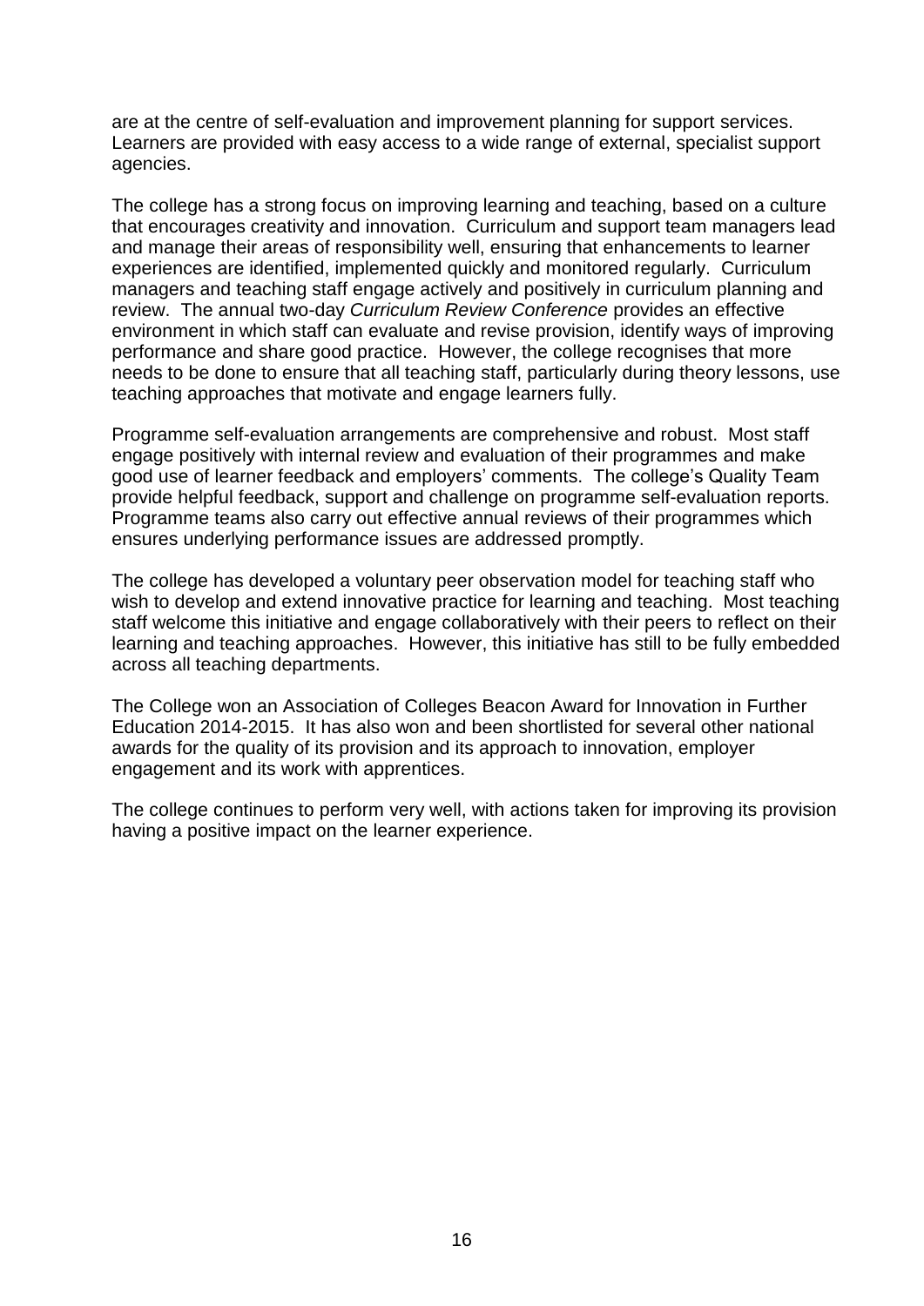are at the centre of self-evaluation and improvement planning for support services. Learners are provided with easy access to a wide range of external, specialist support agencies.

The college has a strong focus on improving learning and teaching, based on a culture that encourages creativity and innovation. Curriculum and support team managers lead and manage their areas of responsibility well, ensuring that enhancements to learner experiences are identified, implemented quickly and monitored regularly. Curriculum managers and teaching staff engage actively and positively in curriculum planning and review. The annual two-day *Curriculum Review Conference* provides an effective environment in which staff can evaluate and revise provision, identify ways of improving performance and share good practice. However, the college recognises that more needs to be done to ensure that all teaching staff, particularly during theory lessons, use teaching approaches that motivate and engage learners fully.

Programme self-evaluation arrangements are comprehensive and robust. Most staff engage positively with internal review and evaluation of their programmes and make good use of learner feedback and employers' comments. The college's Quality Team provide helpful feedback, support and challenge on programme self-evaluation reports. Programme teams also carry out effective annual reviews of their programmes which ensures underlying performance issues are addressed promptly.

The college has developed a voluntary peer observation model for teaching staff who wish to develop and extend innovative practice for learning and teaching. Most teaching staff welcome this initiative and engage collaboratively with their peers to reflect on their learning and teaching approaches. However, this initiative has still to be fully embedded across all teaching departments.

The College won an Association of Colleges Beacon Award for Innovation in Further Education 2014-2015. It has also won and been shortlisted for several other national awards for the quality of its provision and its approach to innovation, employer engagement and its work with apprentices.

The college continues to perform very well, with actions taken for improving its provision having a positive impact on the learner experience.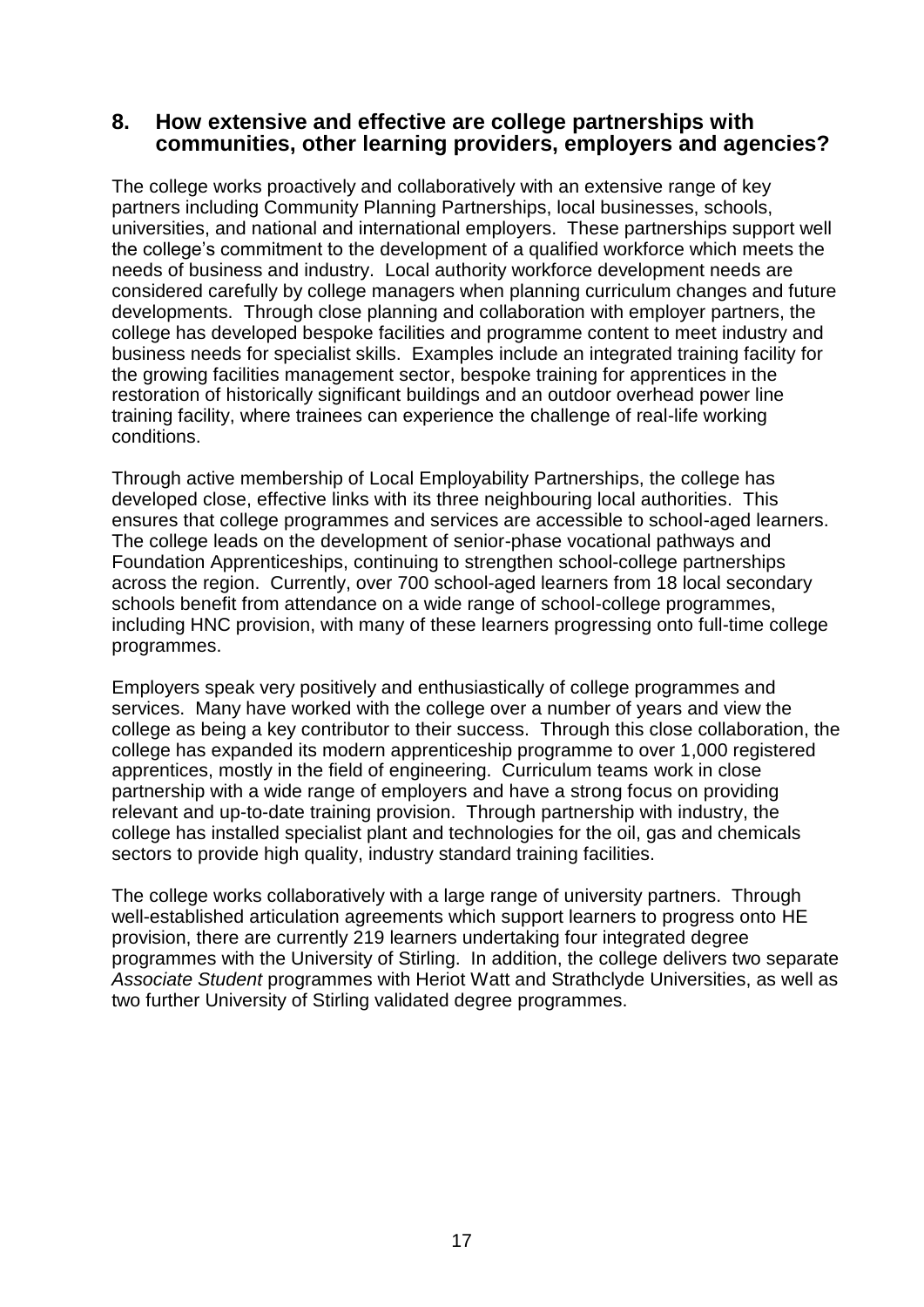## 8. How extensive and effective are college partnerships with communities, other learning providers, employers and agencies?

The college works proactively and collaboratively with an extensive range of key partners including Community Planning Partnerships, local businesses, schools, universities, and national and international employers. These partnerships support well the college's commitment to the development of a qualified workforce which meets the needs of business and industry. Local authority workforce development needs are considered carefully by college managers when planning curriculum changes and future developments. Through close planning and collaboration with employer partners, the college has developed bespoke facilities and programme content to meet industry and business needs for specialist skills. Examples include an integrated training facility for the growing facilities management sector, bespoke training for apprentices in the restoration of historically significant buildings and an outdoor overhead power line training facility, where trainees can experience the challenge of real-life working conditions.

Through active membership of Local Employability Partnerships, the college has developed close, effective links with its three neighbouring local authorities. This ensures that college programmes and services are accessible to school-aged learners. The college leads on the development of senior-phase vocational pathways and Foundation Apprenticeships, continuing to strengthen school-college partnerships across the region. Currently, over 700 school-aged learners from 18 local secondary schools benefit from attendance on a wide range of school-college programmes, including HNC provision, with many of these learners progressing onto full-time college programmes.

Employers speak very positively and enthusiastically of college programmes and services. Many have worked with the college over a number of years and view the college as being a key contributor to their success. Through this close collaboration, the college has expanded its modern apprenticeship programme to over 1,000 registered apprentices, mostly in the field of engineering. Curriculum teams work in close partnership with a wide range of employers and have a strong focus on providing relevant and up-to-date training provision. Through partnership with industry, the college has installed specialist plant and technologies for the oil, gas and chemicals sectors to provide high quality, industry standard training facilities.

The college works collaboratively with a large range of university partners. Through well-established articulation agreements which support learners to progress onto HE provision, there are currently 219 learners undertaking four integrated degree programmes with the University of Stirling. In addition, the college delivers two separate *Associate Student* programmes with Heriot Watt and Strathclyde Universities, as well as two further University of Stirling validated degree programmes.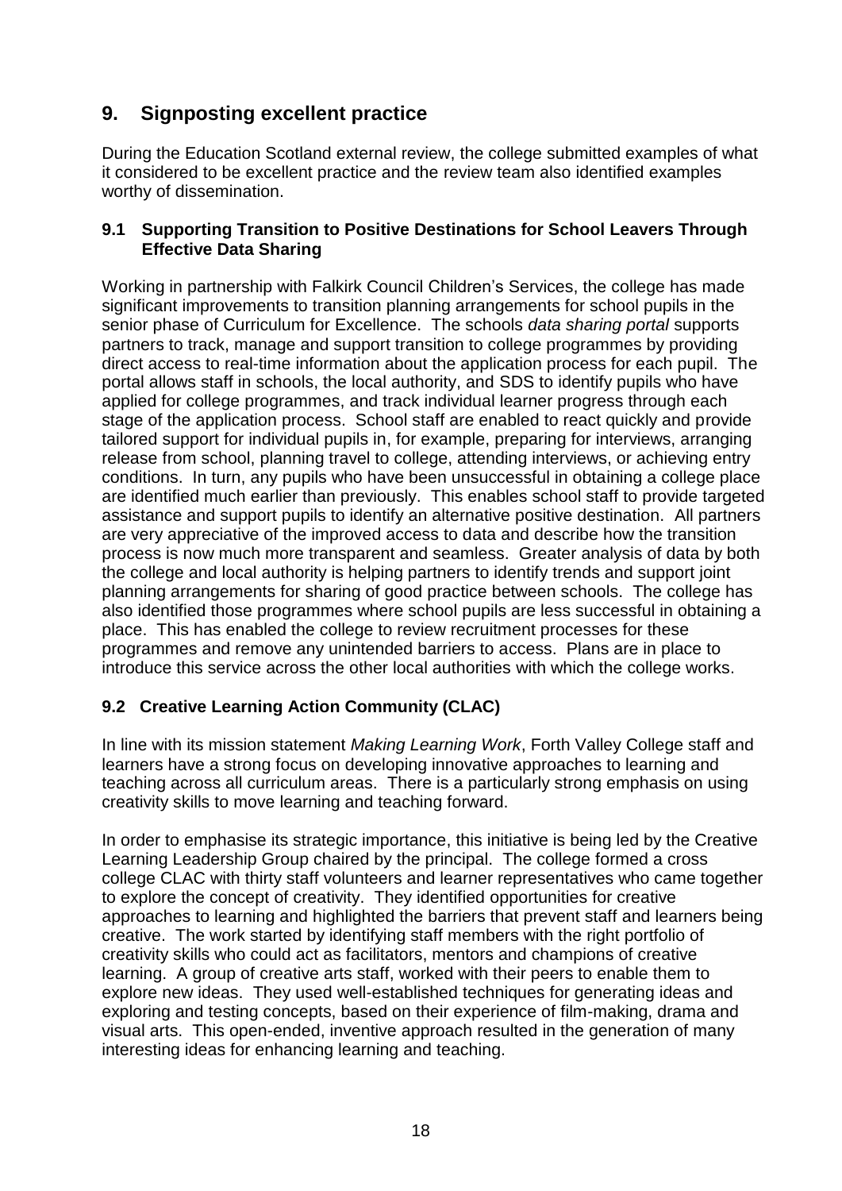## 9. Signposting excellent practice

During the Education Scotland external review, the college submitted examples of what it considered to be excellent practice and the review team also identified examples worthy of dissemination.

### 9.1 Supporting Transition to Positive Destinations for School Leavers Through Effective Data Sharing

Working in partnership with Falkirk Council Children's Services, the college has made significant improvements to transition planning arrangements for school pupils in the senior phase of Curriculum for Excellence. The schools *data sharing portal* supports partners to track, manage and support transition to college programmes by providing direct access to real-time information about the application process for each pupil. The portal allows staff in schools, the local authority, and SDS to identify pupils who have applied for college programmes, and track individual learner progress through each stage of the application process. School staff are enabled to react quickly and provide tailored support for individual pupils in, for example, preparing for interviews, arranging release from school, planning travel to college, attending interviews, or achieving entry conditions. In turn, any pupils who have been unsuccessful in obtaining a college place are identified much earlier than previously. This enables school staff to provide targeted assistance and support pupils to identify an alternative positive destination. All partners are very appreciative of the improved access to data and describe how the transition process is now much more transparent and seamless. Greater analysis of data by both the college and local authority is helping partners to identify trends and support joint planning arrangements for sharing of good practice between schools. The college has also identified those programmes where school pupils are less successful in obtaining a place. This has enabled the college to review recruitment processes for these programmes and remove any unintended barriers to access. Plans are in place to introduce this service across the other local authorities with which the college works.

### 9.2 Creative Learning Action Community (CLAC)

In line with its mission statement *Making Learning Work*, Forth Valley College staff and learners have a strong focus on developing innovative approaches to learning and teaching across all curriculum areas. There is a particularly strong emphasis on using creativity skills to move learning and teaching forward.

In order to emphasise its strategic importance, this initiative is being led by the Creative Learning Leadership Group chaired by the principal. The college formed a cross college CLAC with thirty staff volunteers and learner representatives who came together to explore the concept of creativity. They identified opportunities for creative approaches to learning and highlighted the barriers that prevent staff and learners being creative. The work started by identifying staff members with the right portfolio of creativity skills who could act as facilitators, mentors and champions of creative learning. A group of creative arts staff, worked with their peers to enable them to explore new ideas. They used well-established techniques for generating ideas and exploring and testing concepts, based on their experience of film-making, drama and visual arts. This open-ended, inventive approach resulted in the generation of many interesting ideas for enhancing learning and teaching.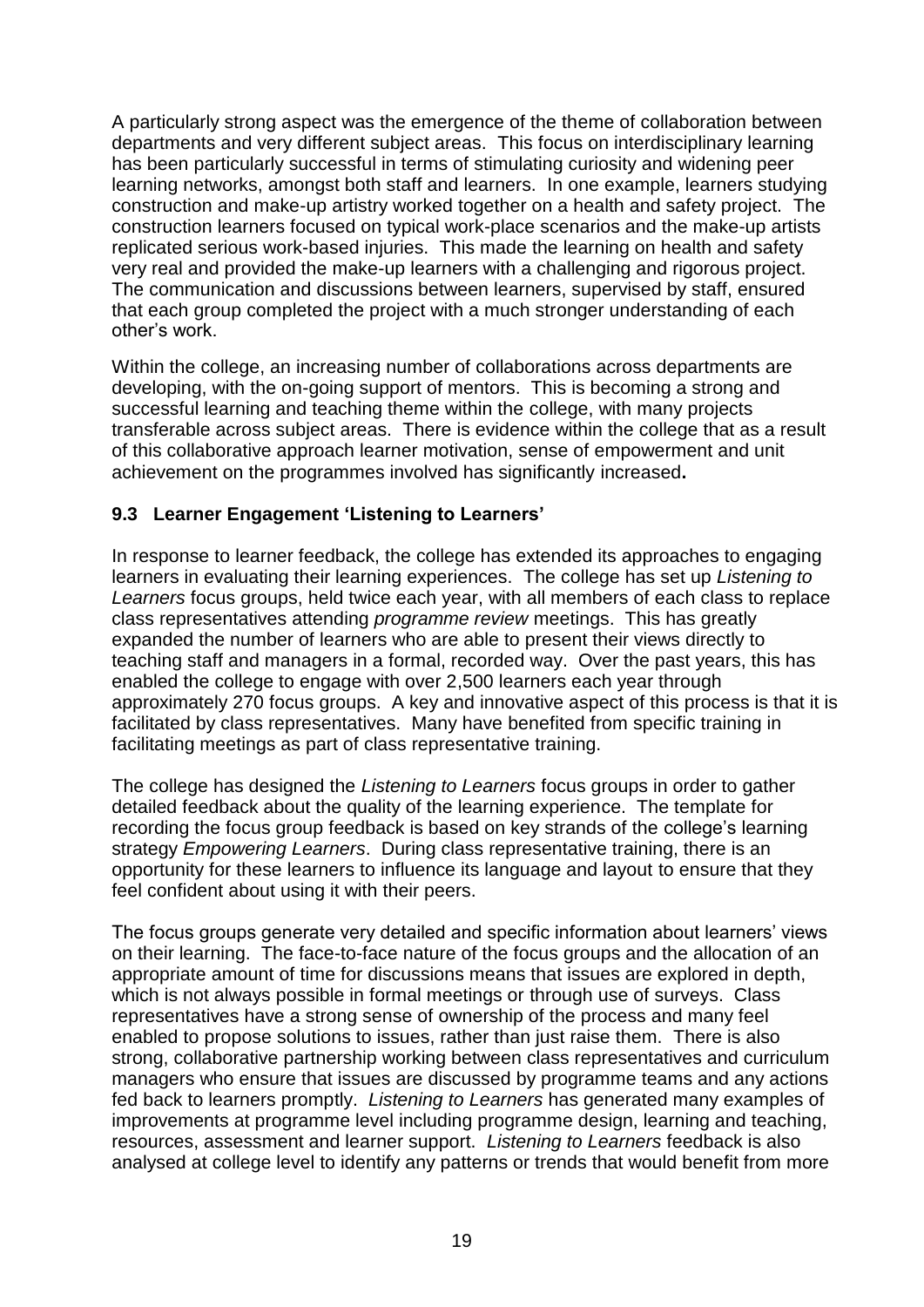A particularly strong aspect was the emergence of the theme of collaboration between departments and very different subject areas. This focus on interdisciplinary learning has been particularly successful in terms of stimulating curiosity and widening peer learning networks, amongst both staff and learners. In one example, learners studying construction and make-up artistry worked together on a health and safety project. The construction learners focused on typical work-place scenarios and the make-up artists replicated serious work-based injuries. This made the learning on health and safety very real and provided the make-up learners with a challenging and rigorous project. The communication and discussions between learners, supervised by staff, ensured that each group completed the project with a much stronger understanding of each other's work.

Within the college, an increasing number of collaborations across departments are developing, with the on-going support of mentors. This is becoming a strong and successful learning and teaching theme within the college, with many projects transferable across subject areas. There is evidence within the college that as a result of this collaborative approach learner motivation, sense of empowerment and unit achievement on the programmes involved has significantly increased**.**

### 9.3 Learner Engagement 'Listening to Learners'

In response to learner feedback, the college has extended its approaches to engaging learners in evaluating their learning experiences. The college has set up *Listening to Learners* focus groups, held twice each year, with all members of each class to replace class representatives attending *programme review* meetings. This has greatly expanded the number of learners who are able to present their views directly to teaching staff and managers in a formal, recorded way. Over the past years, this has enabled the college to engage with over 2,500 learners each year through approximately 270 focus groups. A key and innovative aspect of this process is that it is facilitated by class representatives. Many have benefited from specific training in facilitating meetings as part of class representative training.

The college has designed the *Listening to Learners* focus groups in order to gather detailed feedback about the quality of the learning experience. The template for recording the focus group feedback is based on key strands of the college's learning strategy *Empowering Learners*. During class representative training, there is an opportunity for these learners to influence its language and layout to ensure that they feel confident about using it with their peers.

The focus groups generate very detailed and specific information about learners' views on their learning. The face-to-face nature of the focus groups and the allocation of an appropriate amount of time for discussions means that issues are explored in depth, which is not always possible in formal meetings or through use of surveys. Class representatives have a strong sense of ownership of the process and many feel enabled to propose solutions to issues, rather than just raise them. There is also strong, collaborative partnership working between class representatives and curriculum managers who ensure that issues are discussed by programme teams and any actions fed back to learners promptly. *Listening to Learners* has generated many examples of improvements at programme level including programme design, learning and teaching, resources, assessment and learner support. *Listening to Learners* feedback is also analysed at college level to identify any patterns or trends that would benefit from more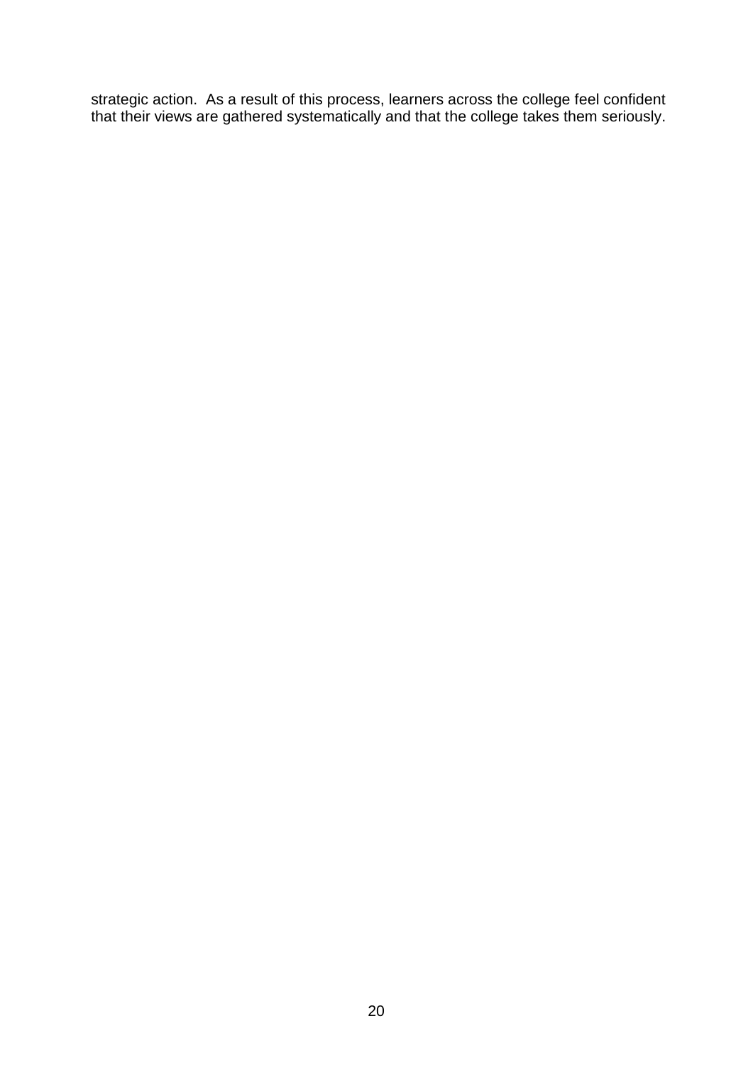strategic action. As a result of this process, learners across the college feel confident that their views are gathered systematically and that the college takes them seriously.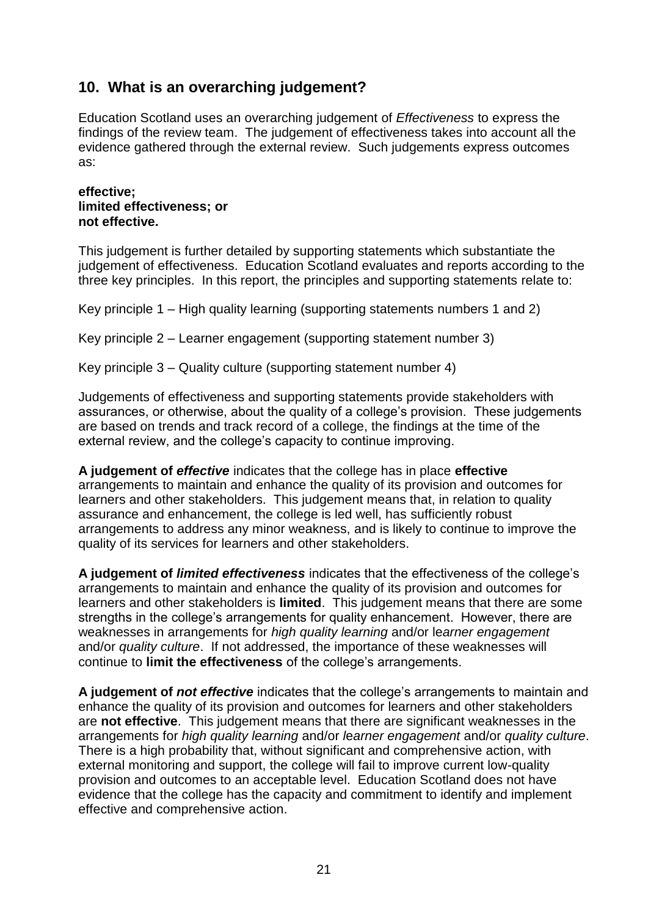## 10. What is an overarching judgement?

Education Scotland uses an overarching judgement of *Effectiveness* to express the findings of the review team. The judgement of effectiveness takes into account all the evidence gathered through the external review. Such judgements express outcomes as:

**effective;**
**limited effectiveness; or**
**not effective.**

This judgement is further detailed by supporting statements which substantiate the judgement of effectiveness. Education Scotland evaluates and reports according to the three key principles. In this report, the principles and supporting statements relate to:

Key principle 1 – High quality learning (supporting statements numbers 1 and 2)

Key principle 2 – Learner engagement (supporting statement number 3)

Key principle 3 – Quality culture (supporting statement number 4)

Judgements of effectiveness and supporting statements provide stakeholders with assurances, or otherwise, about the quality of a college's provision. These judgements are based on trends and track record of a college, the findings at the time of the external review, and the college's capacity to continue improving.

**A judgement of *effective*** indicates that the college has in place **effective** arrangements to maintain and enhance the quality of its provision and outcomes for learners and other stakeholders. This judgement means that, in relation to quality assurance and enhancement, the college is led well, has sufficiently robust arrangements to address any minor weakness, and is likely to continue to improve the quality of its services for learners and other stakeholders.

**A judgement of *limited effectiveness*** indicates that the effectiveness of the college's arrangements to maintain and enhance the quality of its provision and outcomes for learners and other stakeholders is **limited**. This judgement means that there are some strengths in the college's arrangements for quality enhancement. However, there are weaknesses in arrangements for *high quality learning* and/or *learner engagement* and/or *quality culture*. If not addressed, the importance of these weaknesses will continue to **limit the effectiveness** of the college's arrangements.

**A judgement of *not effective*** indicates that the college's arrangements to maintain and enhance the quality of its provision and outcomes for learners and other stakeholders are **not effective**. This judgement means that there are significant weaknesses in the arrangements for *high quality learning* and/or *learner engagement* and/or *quality culture*. There is a high probability that, without significant and comprehensive action, with external monitoring and support, the college will fail to improve current low-quality provision and outcomes to an acceptable level. Education Scotland does not have evidence that the college has the capacity and commitment to identify and implement effective and comprehensive action.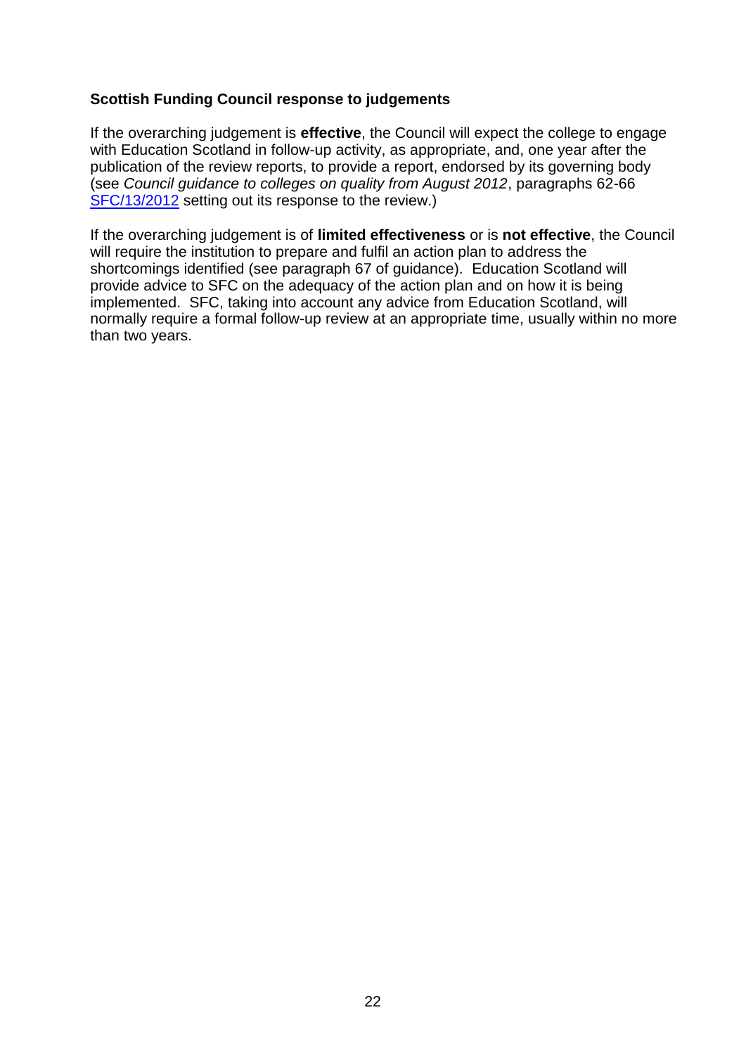### Scottish Funding Council response to judgements

If the overarching judgement is **effective**, the Council will expect the college to engage with Education Scotland in follow-up activity, as appropriate, and, one year after the publication of the review reports, to provide a report, endorsed by its governing body (see *Council guidance to colleges on quality from August 2012*, paragraphs 62-66 SFC/13/2012 setting out its response to the review.)

If the overarching judgement is of **limited effectiveness** or is **not effective**, the Council will require the institution to prepare and fulfil an action plan to address the shortcomings identified (see paragraph 67 of guidance). Education Scotland will provide advice to SFC on the adequacy of the action plan and on how it is being implemented. SFC, taking into account any advice from Education Scotland, will normally require a formal follow-up review at an appropriate time, usually within no more than two years.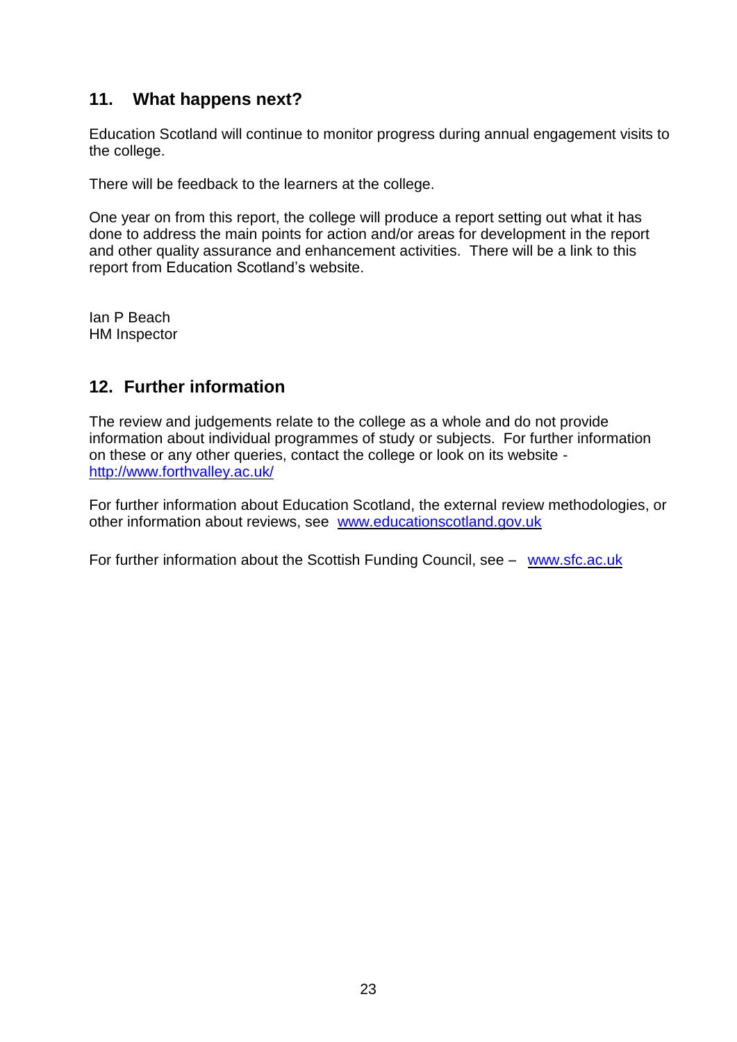## 11. What happens next?

Education Scotland will continue to monitor progress during annual engagement visits to the college.

There will be feedback to the learners at the college.

One year on from this report, the college will produce a report setting out what it has done to address the main points for action and/or areas for development in the report and other quality assurance and enhancement activities. There will be a link to this report from Education Scotland's website.

Ian P Beach
HM Inspector

## 12. Further information

The review and judgements relate to the college as a whole and do not provide information about individual programmes of study or subjects. For further information on these or any other queries, contact the college or look on its website - http://www.forthvalley.ac.uk/

For further information about Education Scotland, the external review methodologies, or other information about reviews, see www.educationscotland.gov.uk

For further information about the Scottish Funding Council, see – www.sfc.ac.uk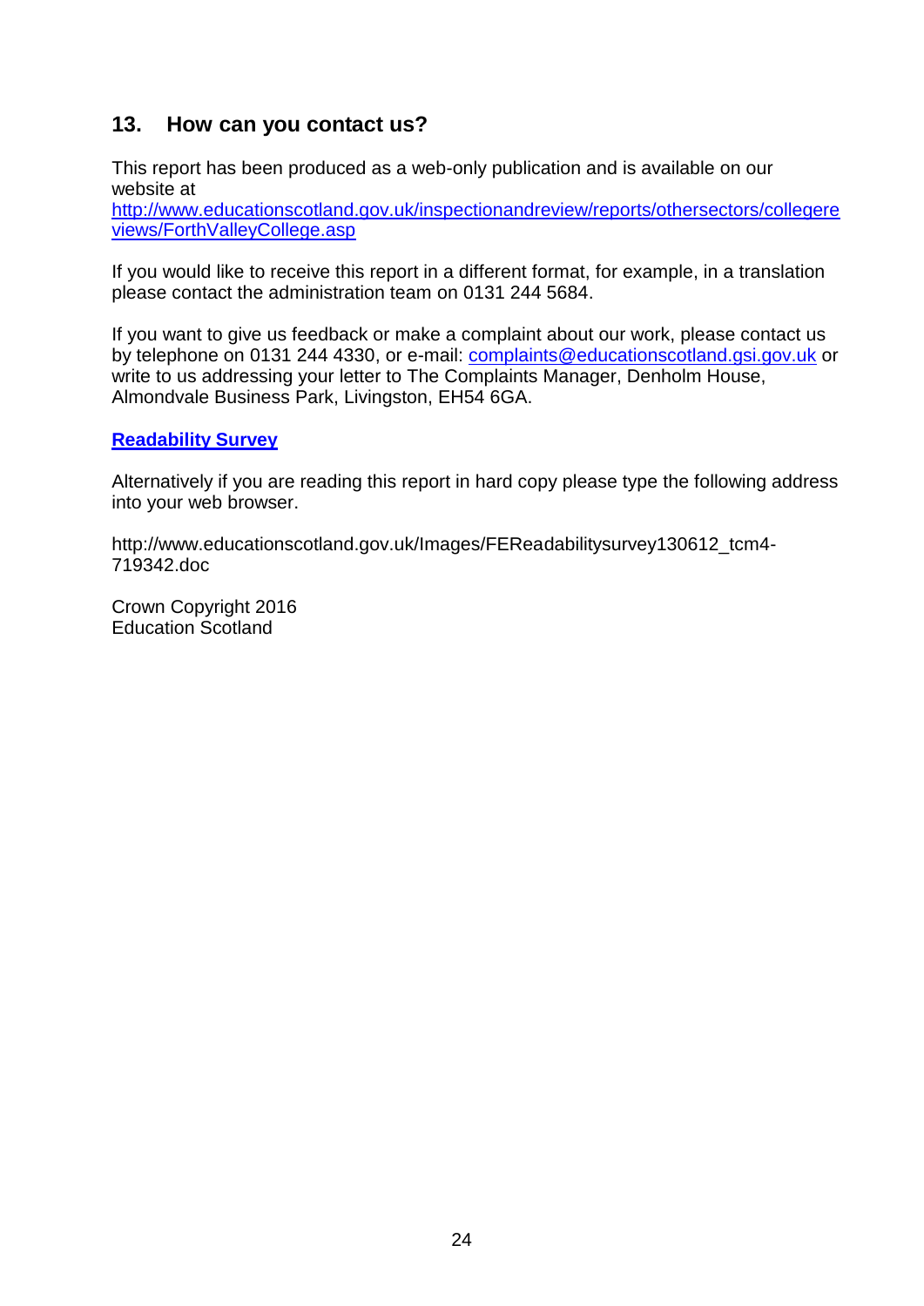## 13. How can you contact us?

This report has been produced as a web-only publication and is available on our website at
[http://www.educationscotland.gov.uk/inspectionandreview/reports/othersectors/collegereviews/ForthValleyCollege.asp](http://www.educationscotland.gov.uk/inspectionandreview/reports/othersectors/collegereviews/ForthValleyCollege.asp)

If you would like to receive this report in a different format, for example, in a translation please contact the administration team on 0131 244 5684.

If you want to give us feedback or make a complaint about our work, please contact us by telephone on 0131 244 4330, or e-mail: [complaints@educationscotland.gsi.gov.uk](mailto:complaints@educationscotland.gsi.gov.uk) or write to us addressing your letter to The Complaints Manager, Denholm House, Almondvale Business Park, Livingston, EH54 6GA.

**[Readability Survey](http://www.educationscotland.gov.uk/Images/FEReadabilitysurvey130612_tcm4-719342.doc)**

Alternatively if you are reading this report in hard copy please type the following address into your web browser.

http://www.educationscotland.gov.uk/Images/FEReadabilitysurvey130612_tcm4-719342.doc

Crown Copyright 2016
Education Scotland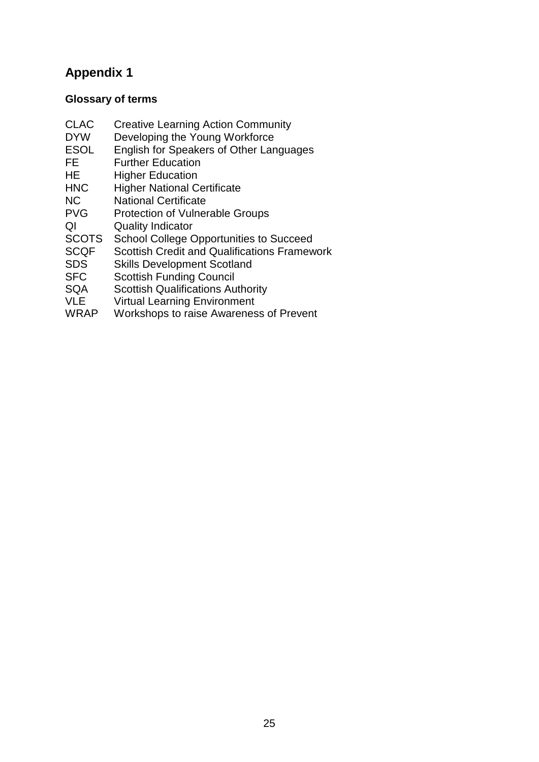# Appendix 1

### Glossary of terms

| | |
|---|---|
| CLAC | Creative Learning Action Community |
| DYW | Developing the Young Workforce |
| ESOL | English for Speakers of Other Languages |
| FE | Further Education |
| HE | Higher Education |
| HNC | Higher National Certificate |
| NC | National Certificate |
| PVG | Protection of Vulnerable Groups |
| QI | Quality Indicator |
| SCOTS | School College Opportunities to Succeed |
| SCQF | Scottish Credit and Qualifications Framework |
| SDS | Skills Development Scotland |
| SFC | Scottish Funding Council |
| SQA | Scottish Qualifications Authority |
| VLE | Virtual Learning Environment |
| WRAP | Workshops to raise Awareness of Prevent |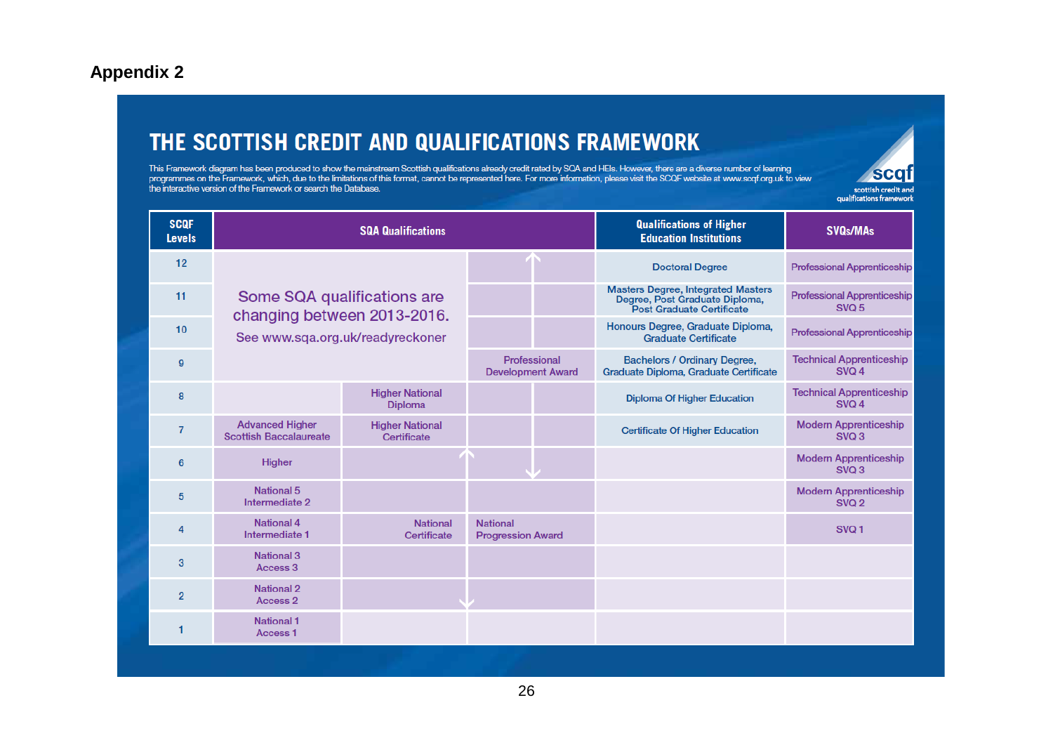## Appendix 2

# THE SCOTTISH CREDIT AND QUALIFICATIONS FRAMEWORK

This Framework diagram has been produced to show the mainstream Scottish qualifications already credit rated by SQA and HEIs. However, there are a diverse number of learning programmes on the Framework, which, due to the limitations of this format, cannot be represented here. For more information, please visit the SCQF website at www.scqf.org.uk to view the interactive version of the Framework or search the Database.

scqf
scottish credit and qualifications framework

| SCQF Levels | SQA Qualifications | | | | Qualifications of Higher Education Institutions | SVQs/MAs |
|---|---|---|---|---|---|---|
| 12 | Some SQA qualifications are changing between 2013-2016. See www.sqa.org.uk/readyreckoner | | | | Doctoral Degree | Professional Apprenticeship |
| 11 | | | | | Masters Degree, Integrated Masters Degree, Post Graduate Diploma, Post Graduate Certificate | Professional Apprenticeship SVQ 5 |
| 10 | | | | | Honours Degree, Graduate Diploma, Graduate Certificate | Professional Apprenticeship |
| 9 | | | Professional Development Award | | Bachelors / Ordinary Degree, Graduate Diploma, Graduate Certificate | Technical Apprenticeship SVQ 4 |
| 8 | | Higher National Diploma | | | Diploma Of Higher Education | Technical Apprenticeship SVQ 4 |
| 7 | Advanced Higher Scottish Baccalaureate | Higher National Certificate | | | Certificate Of Higher Education | Modern Apprenticeship SVQ 3 |
| 6 | Higher | | | | | Modern Apprenticeship SVQ 3 |
| 5 | National 5 Intermediate 2 | | | | | Modern Apprenticeship SVQ 2 |
| 4 | National 4 Intermediate 1 | National Certificate | National Progression Award | | | SVQ 1 |
| 3 | National 3 Access 3 | | | | | |
| 2 | National 2 Access 2 | | | | | |
| 1 | National 1 Access 1 | | | | | |